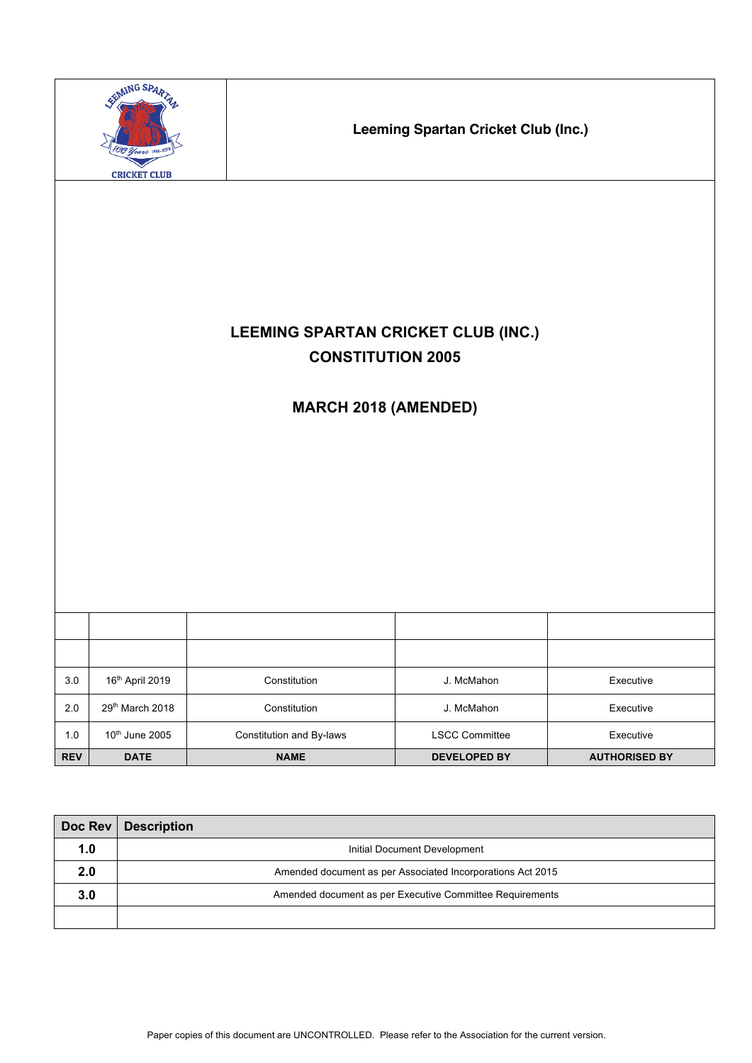Leeming Spartan Cricket Club (Inc.)

# LEEMING SPARTAN CRICKET CLUB (INC.)
# CONSTITUTION 2005

## MARCH 2018 (AMENDED)

| REV | DATE | NAME | DEVELOPED BY | AUTHORISED BY |
|---|---|---|---|---|
| | | | | |
| | | | | |
| 3.0 | 16th April 2019 | Constitution | J. McMahon | Executive |
| 2.0 | 29th March 2018 | Constitution | J. McMahon | Executive |
| 1.0 | 10th June 2005 | Constitution and By-laws | LSCC Committee | Executive |

| Doc Rev | Description |
|---|---|
| 1.0 | Initial Document Development |
| 2.0 | Amended document as per Associated Incorporations Act 2015 |
| 3.0 | Amended document as per Executive Committee Requirements |
| | |

Paper copies of this document are UNCONTROLLED. Please refer to the Association for the current version.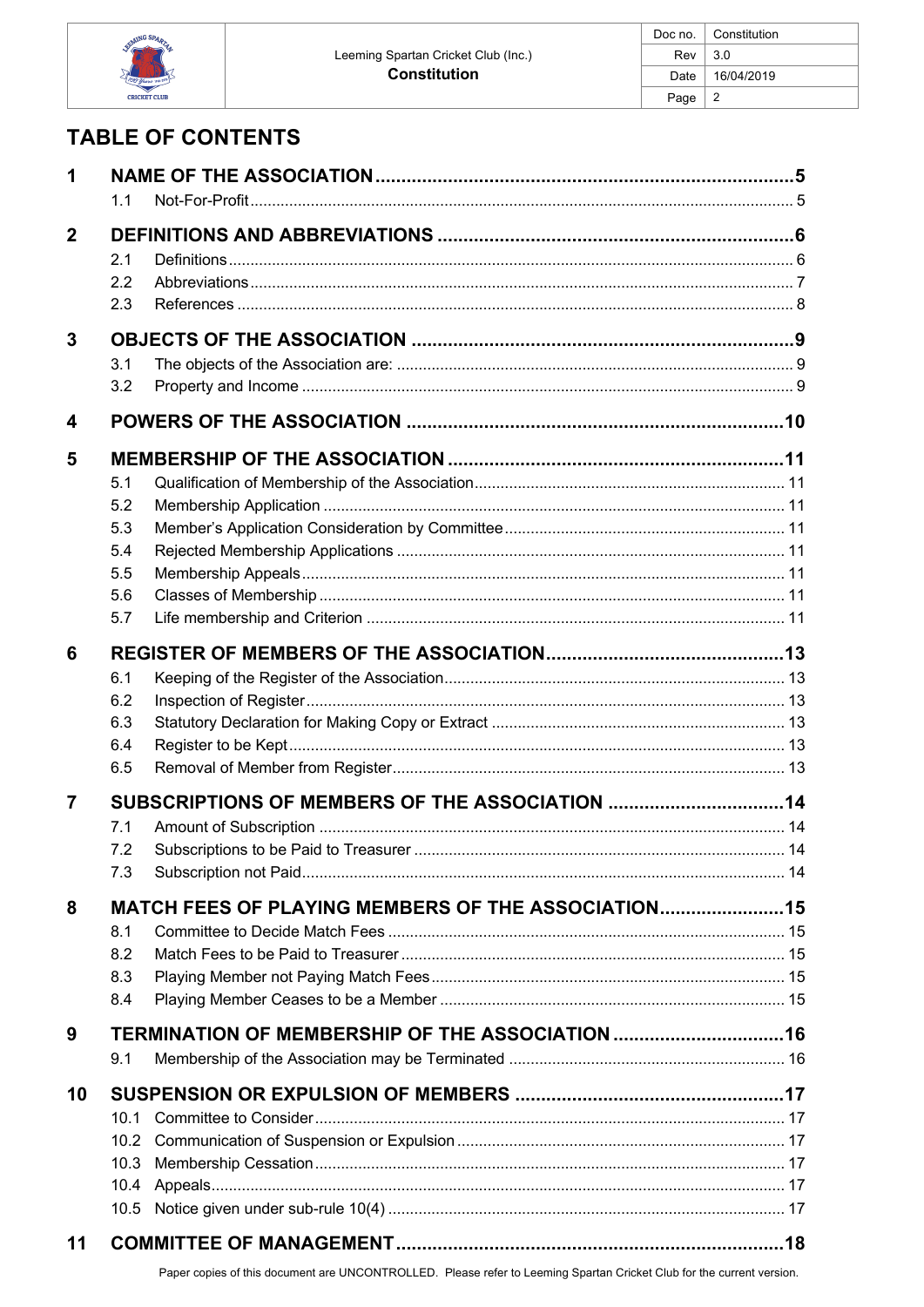# TABLE OF CONTENTS

**1 NAME OF THE ASSOCIATION ..... 5**
- 1.1 Not-For-Profit ..... 5

**2 DEFINITIONS AND ABBREVIATIONS ..... 6**
- 2.1 Definitions ..... 6
- 2.2 Abbreviations ..... 7
- 2.3 References ..... 8

**3 OBJECTS OF THE ASSOCIATION ..... 9**
- 3.1 The objects of the Association are: ..... 9
- 3.2 Property and Income ..... 9

**4 POWERS OF THE ASSOCIATION ..... 10**

**5 MEMBERSHIP OF THE ASSOCIATION ..... 11**
- 5.1 Qualification of Membership of the Association ..... 11
- 5.2 Membership Application ..... 11
- 5.3 Member's Application Consideration by Committee ..... 11
- 5.4 Rejected Membership Applications ..... 11
- 5.5 Membership Appeals ..... 11
- 5.6 Classes of Membership ..... 11
- 5.7 Life membership and Criterion ..... 11

**6 REGISTER OF MEMBERS OF THE ASSOCIATION ..... 13**
- 6.1 Keeping of the Register of the Association ..... 13
- 6.2 Inspection of Register ..... 13
- 6.3 Statutory Declaration for Making Copy or Extract ..... 13
- 6.4 Register to be Kept ..... 13
- 6.5 Removal of Member from Register ..... 13

**7 SUBSCRIPTIONS OF MEMBERS OF THE ASSOCIATION ..... 14**
- 7.1 Amount of Subscription ..... 14
- 7.2 Subscriptions to be Paid to Treasurer ..... 14
- 7.3 Subscription not Paid ..... 14

**8 MATCH FEES OF PLAYING MEMBERS OF THE ASSOCIATION ..... 15**
- 8.1 Committee to Decide Match Fees ..... 15
- 8.2 Match Fees to be Paid to Treasurer ..... 15
- 8.3 Playing Member not Paying Match Fees ..... 15
- 8.4 Playing Member Ceases to be a Member ..... 15

**9 TERMINATION OF MEMBERSHIP OF THE ASSOCIATION ..... 16**
- 9.1 Membership of the Association may be Terminated ..... 16

**10 SUSPENSION OR EXPULSION OF MEMBERS ..... 17**
- 10.1 Committee to Consider ..... 17
- 10.2 Communication of Suspension or Expulsion ..... 17
- 10.3 Membership Cessation ..... 17
- 10.4 Appeals ..... 17
- 10.5 Notice given under sub-rule 10(4) ..... 17

**11 COMMITTEE OF MANAGEMENT ..... 18**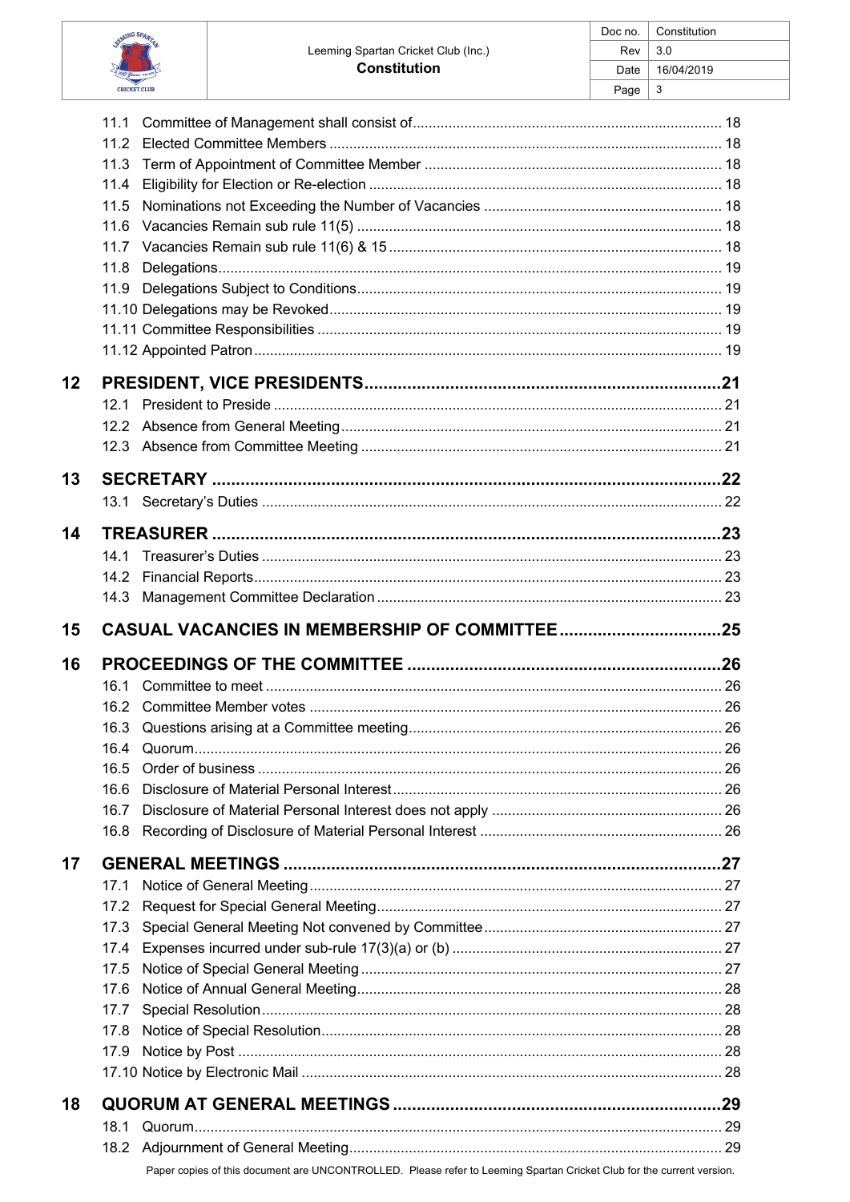11.1 Committee of Management shall consist of ........ 18
11.2 Elected Committee Members ........ 18
11.3 Term of Appointment of Committee Member ........ 18
11.4 Eligibility for Election or Re-election ........ 18
11.5 Nominations not Exceeding the Number of Vacancies ........ 18
11.6 Vacancies Remain sub rule 11(5) ........ 18
11.7 Vacancies Remain sub rule 11(6) & 15 ........ 18
11.8 Delegations ........ 19
11.9 Delegations Subject to Conditions ........ 19
11.10 Delegations may be Revoked ........ 19
11.11 Committee Responsibilities ........ 19
11.12 Appointed Patron ........ 19

**12 PRESIDENT, VICE PRESIDENTS ........ 21**

12.1 President to Preside ........ 21
12.2 Absence from General Meeting ........ 21
12.3 Absence from Committee Meeting ........ 21

**13 SECRETARY ........ 22**

13.1 Secretary's Duties ........ 22

**14 TREASURER ........ 23**

14.1 Treasurer's Duties ........ 23
14.2 Financial Reports ........ 23
14.3 Management Committee Declaration ........ 23

**15 CASUAL VACANCIES IN MEMBERSHIP OF COMMITTEE ........ 25**

**16 PROCEEDINGS OF THE COMMITTEE ........ 26**

16.1 Committee to meet ........ 26
16.2 Committee Member votes ........ 26
16.3 Questions arising at a Committee meeting ........ 26
16.4 Quorum ........ 26
16.5 Order of business ........ 26
16.6 Disclosure of Material Personal Interest ........ 26
16.7 Disclosure of Material Personal Interest does not apply ........ 26
16.8 Recording of Disclosure of Material Personal Interest ........ 26

**17 GENERAL MEETINGS ........ 27**

17.1 Notice of General Meeting ........ 27
17.2 Request for Special General Meeting ........ 27
17.3 Special General Meeting Not convened by Committee ........ 27
17.4 Expenses incurred under sub-rule 17(3)(a) or (b) ........ 27
17.5 Notice of Special General Meeting ........ 27
17.6 Notice of Annual General Meeting ........ 28
17.7 Special Resolution ........ 28
17.8 Notice of Special Resolution ........ 28
17.9 Notice by Post ........ 28
17.10 Notice by Electronic Mail ........ 28

**18 QUORUM AT GENERAL MEETINGS ........ 29**

18.1 Quorum ........ 29
18.2 Adjournment of General Meeting ........ 29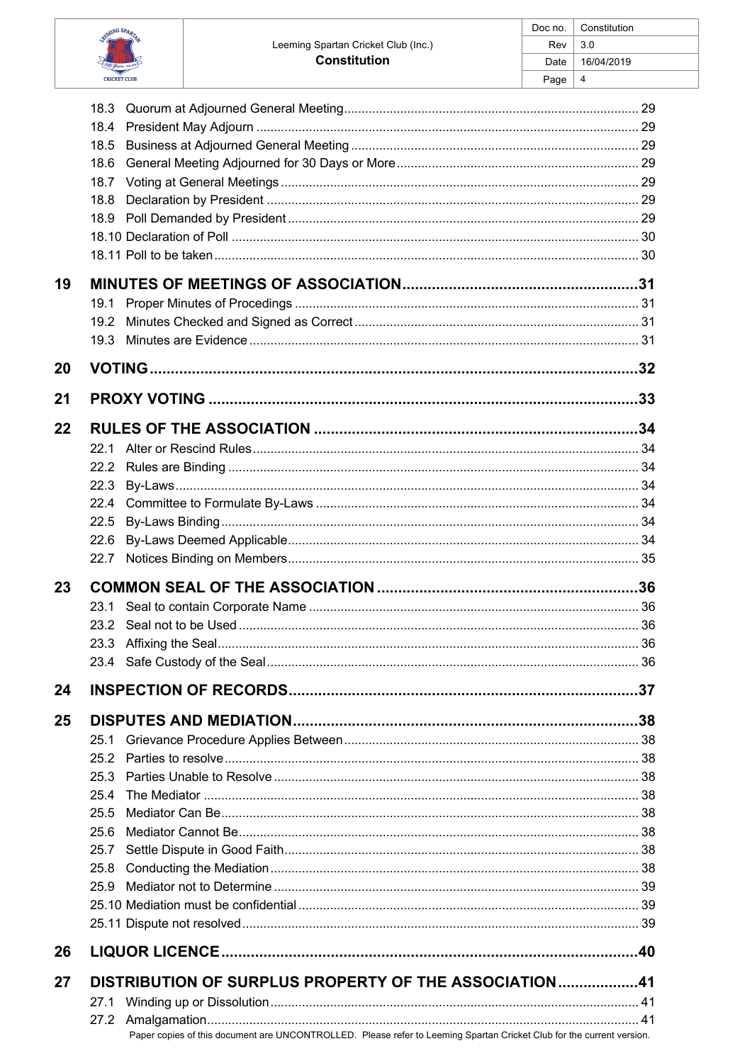18.3 Quorum at Adjourned General Meeting .......... 29
18.4 President May Adjourn .......... 29
18.5 Business at Adjourned General Meeting .......... 29
18.6 General Meeting Adjourned for 30 Days or More .......... 29
18.7 Voting at General Meetings .......... 29
18.8 Declaration by President .......... 29
18.9 Poll Demanded by President .......... 29
18.10 Declaration of Poll .......... 30
18.11 Poll to be taken .......... 30

**19 MINUTES OF MEETINGS OF ASSOCIATION .......... 31**

19.1 Proper Minutes of Procedings .......... 31
19.2 Minutes Checked and Signed as Correct .......... 31
19.3 Minutes are Evidence .......... 31

**20 VOTING .......... 32**

**21 PROXY VOTING .......... 33**

**22 RULES OF THE ASSOCIATION .......... 34**

22.1 Alter or Rescind Rules .......... 34
22.2 Rules are Binding .......... 34
22.3 By-Laws .......... 34
22.4 Committee to Formulate By-Laws .......... 34
22.5 By-Laws Binding .......... 34
22.6 By-Laws Deemed Applicable .......... 34
22.7 Notices Binding on Members .......... 35

**23 COMMON SEAL OF THE ASSOCIATION .......... 36**

23.1 Seal to contain Corporate Name .......... 36
23.2 Seal not to be Used .......... 36
23.3 Affixing the Seal .......... 36
23.4 Safe Custody of the Seal .......... 36

**24 INSPECTION OF RECORDS .......... 37**

**25 DISPUTES AND MEDIATION .......... 38**

25.1 Grievance Procedure Applies Between .......... 38
25.2 Parties to resolve .......... 38
25.3 Parties Unable to Resolve .......... 38
25.4 The Mediator .......... 38
25.5 Mediator Can Be .......... 38
25.6 Mediator Cannot Be .......... 38
25.7 Settle Dispute in Good Faith .......... 38
25.8 Conducting the Mediation .......... 38
25.9 Mediator not to Determine .......... 39
25.10 Mediation must be confidential .......... 39
25.11 Dispute not resolved .......... 39

**26 LIQUOR LICENCE .......... 40**

**27 DISTRIBUTION OF SURPLUS PROPERTY OF THE ASSOCIATION .......... 41**

27.1 Winding up or Dissolution .......... 41
27.2 Amalgamation .......... 41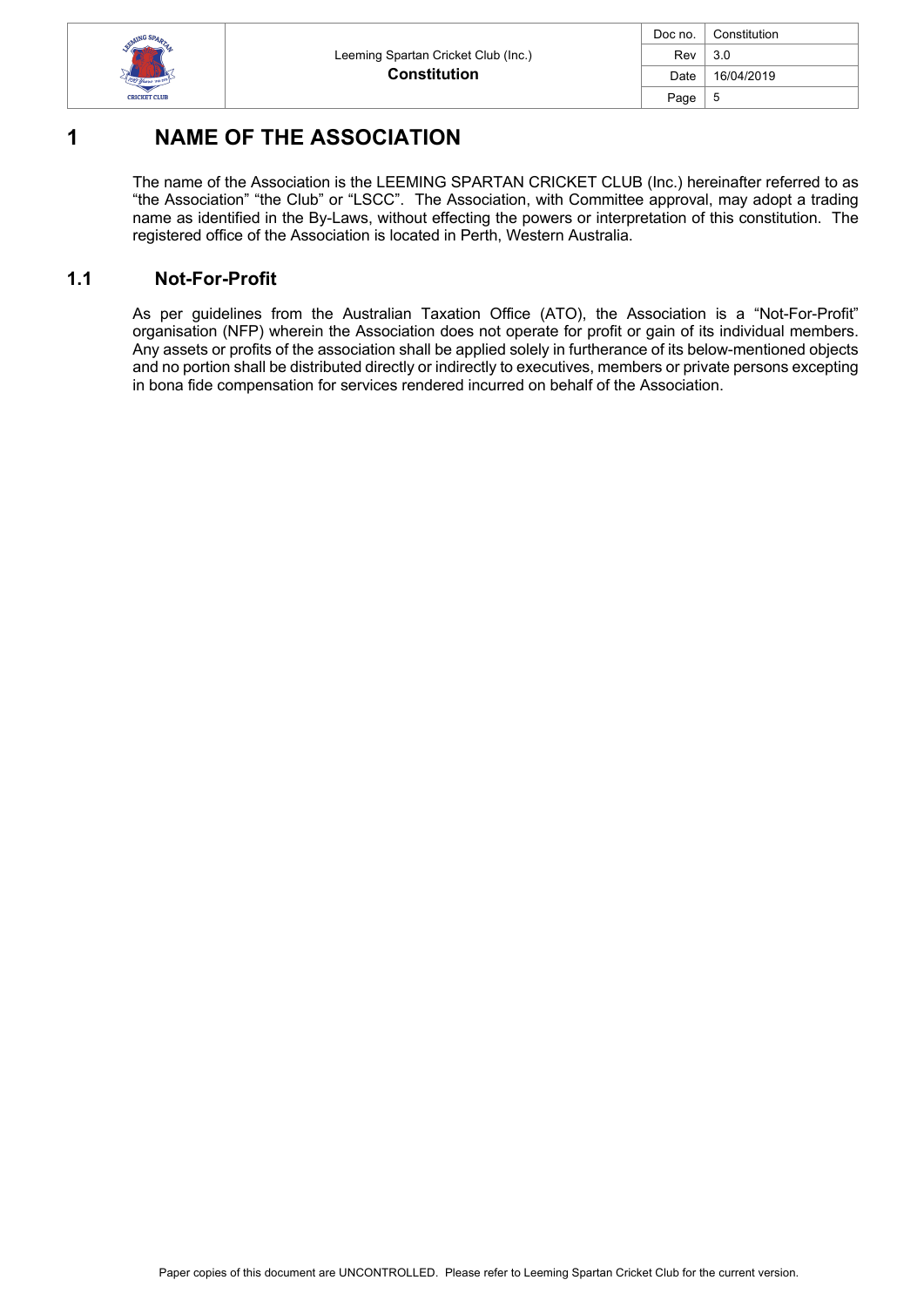# 1 NAME OF THE ASSOCIATION

The name of the Association is the LEEMING SPARTAN CRICKET CLUB (Inc.) hereinafter referred to as "the Association" "the Club" or "LSCC". The Association, with Committee approval, may adopt a trading name as identified in the By-Laws, without effecting the powers or interpretation of this constitution. The registered office of the Association is located in Perth, Western Australia.

## 1.1 Not-For-Profit

As per guidelines from the Australian Taxation Office (ATO), the Association is a "Not-For-Profit" organisation (NFP) wherein the Association does not operate for profit or gain of its individual members. Any assets or profits of the association shall be applied solely in furtherance of its below-mentioned objects and no portion shall be distributed directly or indirectly to executives, members or private persons excepting in bona fide compensation for services rendered incurred on behalf of the Association.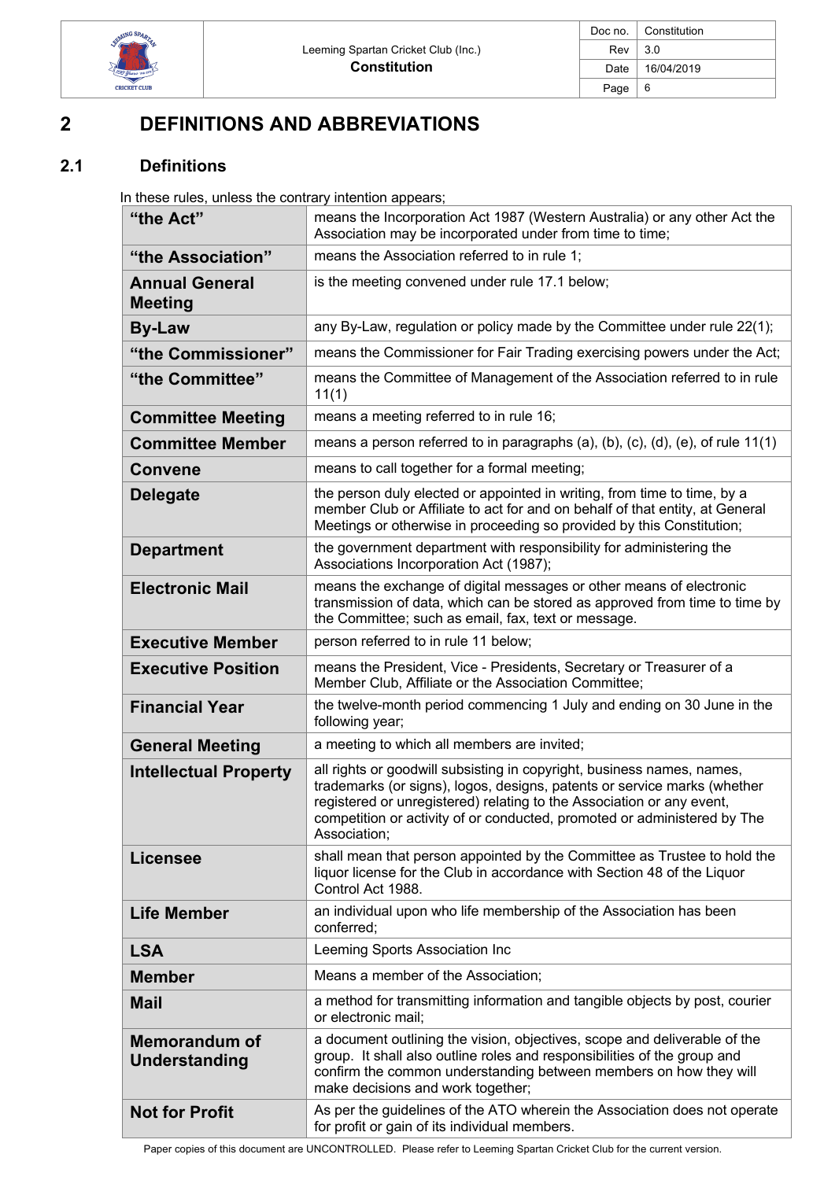# 2 DEFINITIONS AND ABBREVIATIONS

## 2.1 Definitions

In these rules, unless the contrary intention appears;

| Term | Definition |
|---|---|
| **"the Act"** | means the Incorporation Act 1987 (Western Australia) or any other Act the Association may be incorporated under from time to time; |
| **"the Association"** | means the Association referred to in rule 1; |
| **Annual General Meeting** | is the meeting convened under rule 17.1 below; |
| **By-Law** | any By-Law, regulation or policy made by the Committee under rule 22(1); |
| **"the Commissioner"** | means the Commissioner for Fair Trading exercising powers under the Act; |
| **"the Committee"** | means the Committee of Management of the Association referred to in rule 11(1) |
| **Committee Meeting** | means a meeting referred to in rule 16; |
| **Committee Member** | means a person referred to in paragraphs (a), (b), (c), (d), (e), of rule 11(1) |
| **Convene** | means to call together for a formal meeting; |
| **Delegate** | the person duly elected or appointed in writing, from time to time, by a member Club or Affiliate to act for and on behalf of that entity, at General Meetings or otherwise in proceeding so provided by this Constitution; |
| **Department** | the government department with responsibility for administering the Associations Incorporation Act (1987); |
| **Electronic Mail** | means the exchange of digital messages or other means of electronic transmission of data, which can be stored as approved from time to time by the Committee; such as email, fax, text or message. |
| **Executive Member** | person referred to in rule 11 below; |
| **Executive Position** | means the President, Vice - Presidents, Secretary or Treasurer of a Member Club, Affiliate or the Association Committee; |
| **Financial Year** | the twelve-month period commencing 1 July and ending on 30 June in the following year; |
| **General Meeting** | a meeting to which all members are invited; |
| **Intellectual Property** | all rights or goodwill subsisting in copyright, business names, names, trademarks (or signs), logos, designs, patents or service marks (whether registered or unregistered) relating to the Association or any event, competition or activity of or conducted, promoted or administered by The Association; |
| **Licensee** | shall mean that person appointed by the Committee as Trustee to hold the liquor license for the Club in accordance with Section 48 of the Liquor Control Act 1988. |
| **Life Member** | an individual upon who life membership of the Association has been conferred; |
| **LSA** | Leeming Sports Association Inc |
| **Member** | Means a member of the Association; |
| **Mail** | a method for transmitting information and tangible objects by post, courier or electronic mail; |
| **Memorandum of Understanding** | a document outlining the vision, objectives, scope and deliverable of the group. It shall also outline roles and responsibilities of the group and confirm the common understanding between members on how they will make decisions and work together; |
| **Not for Profit** | As per the guidelines of the ATO wherein the Association does not operate for profit or gain of its individual members. |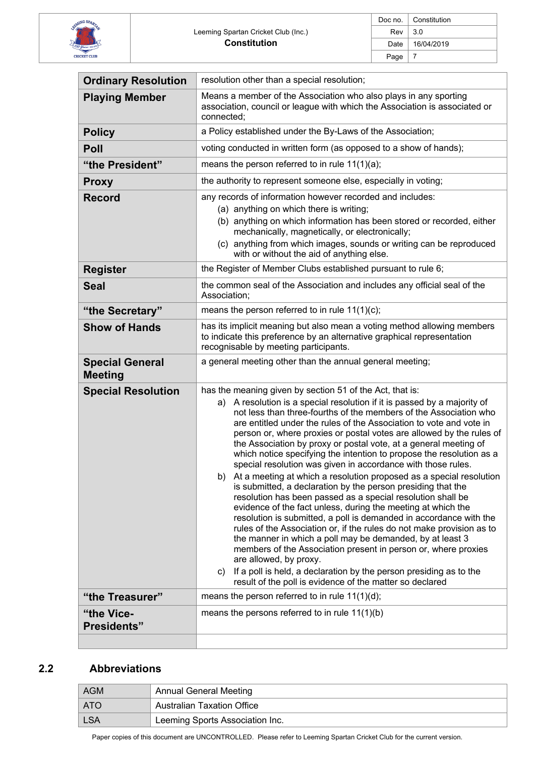| | |
|---|---|
| **Ordinary Resolution** | resolution other than a special resolution; |
| **Playing Member** | Means a member of the Association who also plays in any sporting association, council or league with which the Association is associated or connected; |
| **Policy** | a Policy established under the By-Laws of the Association; |
| **Poll** | voting conducted in written form (as opposed to a show of hands); |
| **"the President"** | means the person referred to in rule 11(1)(a); |
| **Proxy** | the authority to represent someone else, especially in voting; |
| **Record** | any records of information however recorded and includes: (a) anything on which there is writing; (b) anything on which information has been stored or recorded, either mechanically, magnetically, or electronically; (c) anything from which images, sounds or writing can be reproduced with or without the aid of anything else. |
| **Register** | the Register of Member Clubs established pursuant to rule 6; |
| **Seal** | the common seal of the Association and includes any official seal of the Association; |
| **"the Secretary"** | means the person referred to in rule 11(1)(c); |
| **Show of Hands** | has its implicit meaning but also mean a voting method allowing members to indicate this preference by an alternative graphical representation recognisable by meeting participants. |
| **Special General Meeting** | a general meeting other than the annual general meeting; |
| **Special Resolution** | has the meaning given by section 51 of the Act, that is: a) A resolution is a special resolution if it is passed by a majority of not less than three-fourths of the members of the Association who are entitled under the rules of the Association to vote and vote in person or, where proxies or postal votes are allowed by the rules of the Association by proxy or postal vote, at a general meeting of which notice specifying the intention to propose the resolution as a special resolution was given in accordance with those rules. b) At a meeting at which a resolution proposed as a special resolution is submitted, a declaration by the person presiding that the resolution has been passed as a special resolution shall be evidence of the fact unless, during the meeting at which the resolution is submitted, a poll is demanded in accordance with the rules of the Association or, if the rules do not make provision as to the manner in which a poll may be demanded, by at least 3 members of the Association present in person or, where proxies are allowed, by proxy. c) If a poll is held, a declaration by the person presiding as to the result of the poll is evidence of the matter so declared |
| **"the Treasurer"** | means the person referred to in rule 11(1)(d); |
| **"the Vice-Presidents"** | means the persons referred to in rule 11(1)(b) |
| | |

## 2.2 Abbreviations

| | |
|---|---|
| AGM | Annual General Meeting |
| ATO | Australian Taxation Office |
| LSA | Leeming Sports Association Inc. |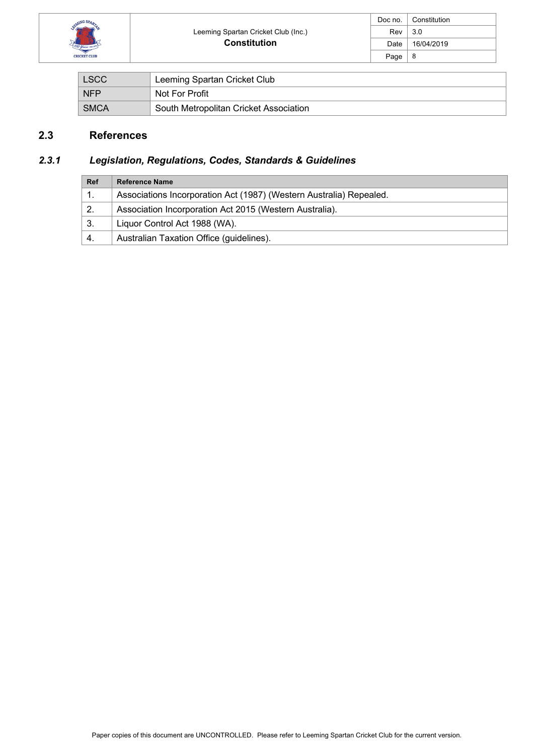| LSCC | Leeming Spartan Cricket Club |
|---|---|
| NFP | Not For Profit |
| SMCA | South Metropolitan Cricket Association |

## 2.3 References

### *2.3.1 Legislation, Regulations, Codes, Standards & Guidelines*

| Ref | Reference Name |
|---|---|
| 1. | Associations Incorporation Act (1987) (Western Australia) Repealed. |
| 2. | Association Incorporation Act 2015 (Western Australia). |
| 3. | Liquor Control Act 1988 (WA). |
| 4. | Australian Taxation Office (guidelines). |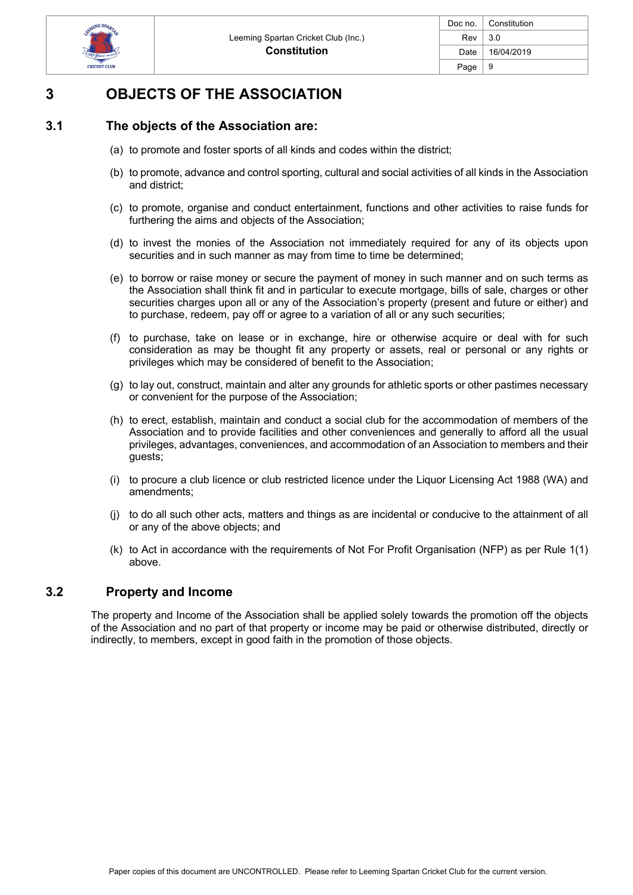# 3 OBJECTS OF THE ASSOCIATION

## 3.1 The objects of the Association are:

(a) to promote and foster sports of all kinds and codes within the district;

(b) to promote, advance and control sporting, cultural and social activities of all kinds in the Association and district;

(c) to promote, organise and conduct entertainment, functions and other activities to raise funds for furthering the aims and objects of the Association;

(d) to invest the monies of the Association not immediately required for any of its objects upon securities and in such manner as may from time to time be determined;

(e) to borrow or raise money or secure the payment of money in such manner and on such terms as the Association shall think fit and in particular to execute mortgage, bills of sale, charges or other securities charges upon all or any of the Association's property (present and future or either) and to purchase, redeem, pay off or agree to a variation of all or any such securities;

(f) to purchase, take on lease or in exchange, hire or otherwise acquire or deal with for such consideration as may be thought fit any property or assets, real or personal or any rights or privileges which may be considered of benefit to the Association;

(g) to lay out, construct, maintain and alter any grounds for athletic sports or other pastimes necessary or convenient for the purpose of the Association;

(h) to erect, establish, maintain and conduct a social club for the accommodation of members of the Association and to provide facilities and other conveniences and generally to afford all the usual privileges, advantages, conveniences, and accommodation of an Association to members and their guests;

(i) to procure a club licence or club restricted licence under the Liquor Licensing Act 1988 (WA) and amendments;

(j) to do all such other acts, matters and things as are incidental or conducive to the attainment of all or any of the above objects; and

(k) to Act in accordance with the requirements of Not For Profit Organisation (NFP) as per Rule 1(1) above.

## 3.2 Property and Income

The property and Income of the Association shall be applied solely towards the promotion off the objects of the Association and no part of that property or income may be paid or otherwise distributed, directly or indirectly, to members, except in good faith in the promotion of those objects.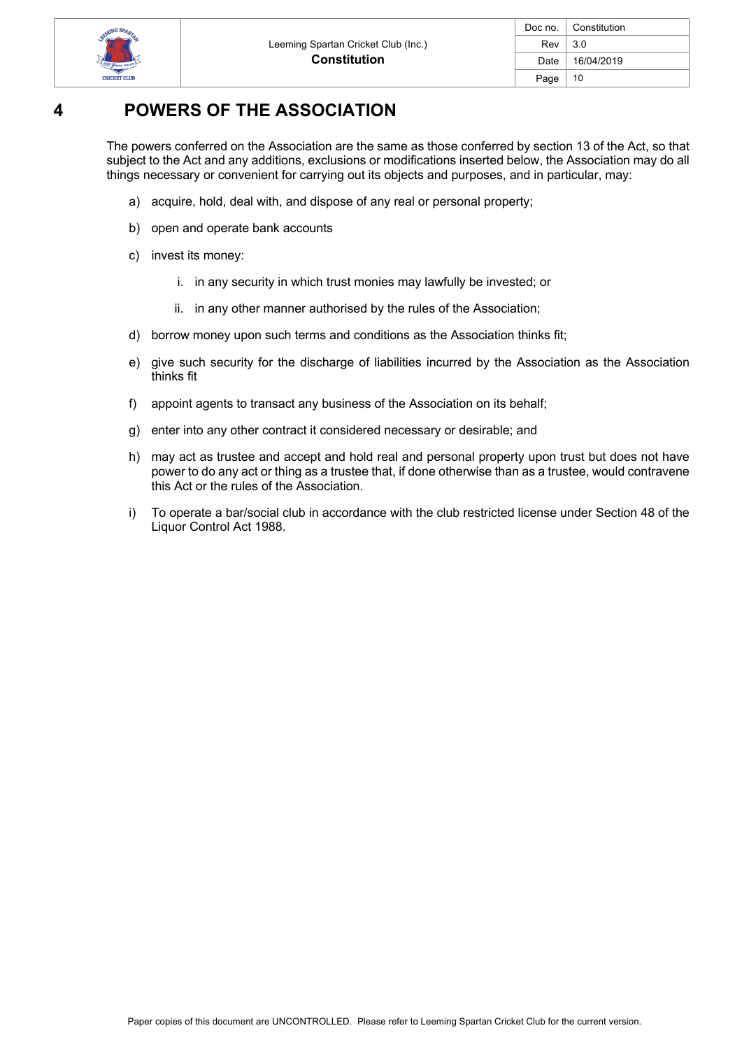# 4 POWERS OF THE ASSOCIATION

The powers conferred on the Association are the same as those conferred by section 13 of the Act, so that subject to the Act and any additions, exclusions or modifications inserted below, the Association may do all things necessary or convenient for carrying out its objects and purposes, and in particular, may:

a) acquire, hold, deal with, and dispose of any real or personal property;

b) open and operate bank accounts

c) invest its money:

   i. in any security in which trust monies may lawfully be invested; or

   ii. in any other manner authorised by the rules of the Association;

d) borrow money upon such terms and conditions as the Association thinks fit;

e) give such security for the discharge of liabilities incurred by the Association as the Association thinks fit

f) appoint agents to transact any business of the Association on its behalf;

g) enter into any other contract it considered necessary or desirable; and

h) may act as trustee and accept and hold real and personal property upon trust but does not have power to do any act or thing as a trustee that, if done otherwise than as a trustee, would contravene this Act or the rules of the Association.

i) To operate a bar/social club in accordance with the club restricted license under Section 48 of the Liquor Control Act 1988.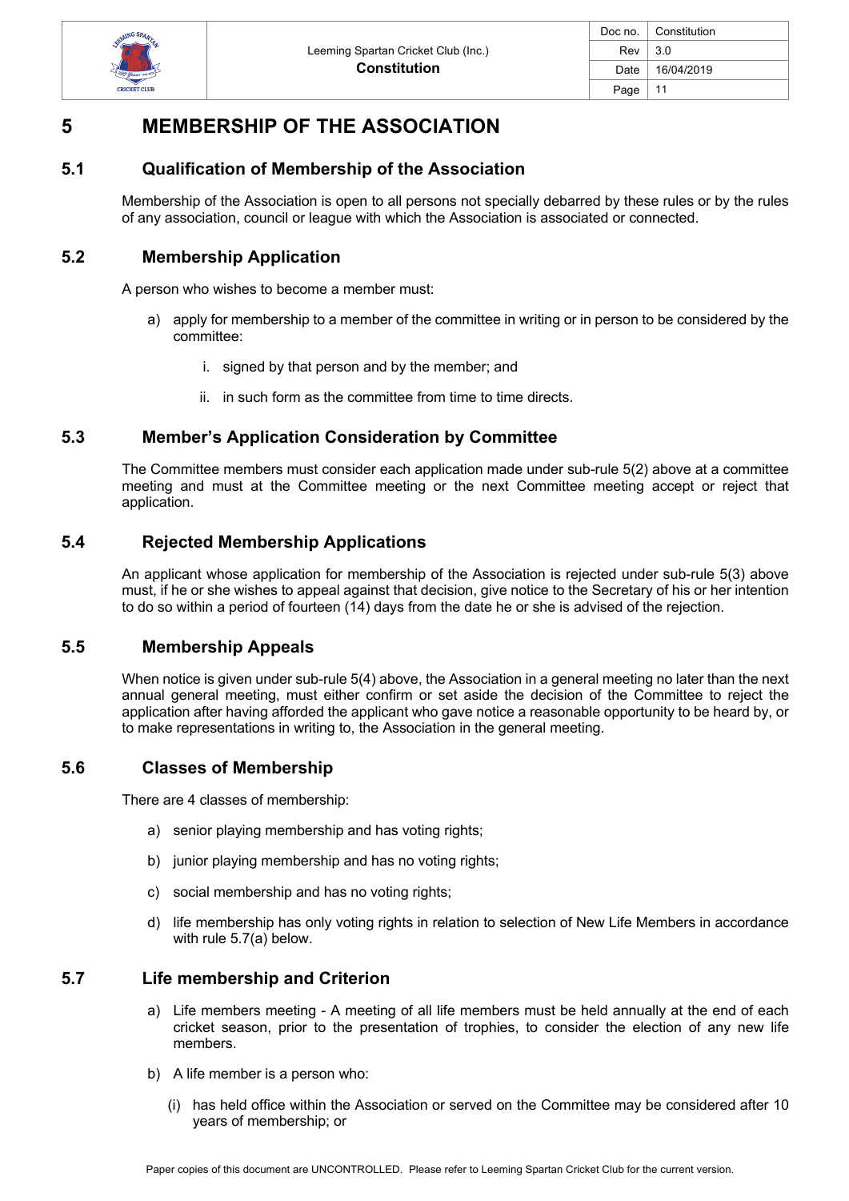# 5 MEMBERSHIP OF THE ASSOCIATION

## 5.1 Qualification of Membership of the Association

Membership of the Association is open to all persons not specially debarred by these rules or by the rules of any association, council or league with which the Association is associated or connected.

## 5.2 Membership Application

A person who wishes to become a member must:

a) apply for membership to a member of the committee in writing or in person to be considered by the committee:

   i. signed by that person and by the member; and

   ii. in such form as the committee from time to time directs.

## 5.3 Member's Application Consideration by Committee

The Committee members must consider each application made under sub-rule 5(2) above at a committee meeting and must at the Committee meeting or the next Committee meeting accept or reject that application.

## 5.4 Rejected Membership Applications

An applicant whose application for membership of the Association is rejected under sub-rule 5(3) above must, if he or she wishes to appeal against that decision, give notice to the Secretary of his or her intention to do so within a period of fourteen (14) days from the date he or she is advised of the rejection.

## 5.5 Membership Appeals

When notice is given under sub-rule 5(4) above, the Association in a general meeting no later than the next annual general meeting, must either confirm or set aside the decision of the Committee to reject the application after having afforded the applicant who gave notice a reasonable opportunity to be heard by, or to make representations in writing to, the Association in the general meeting.

## 5.6 Classes of Membership

There are 4 classes of membership:

a) senior playing membership and has voting rights;

b) junior playing membership and has no voting rights;

c) social membership and has no voting rights;

d) life membership has only voting rights in relation to selection of New Life Members in accordance with rule 5.7(a) below.

## 5.7 Life membership and Criterion

a) Life members meeting - A meeting of all life members must be held annually at the end of each cricket season, prior to the presentation of trophies, to consider the election of any new life members.

b) A life member is a person who:

   (i) has held office within the Association or served on the Committee may be considered after 10 years of membership; or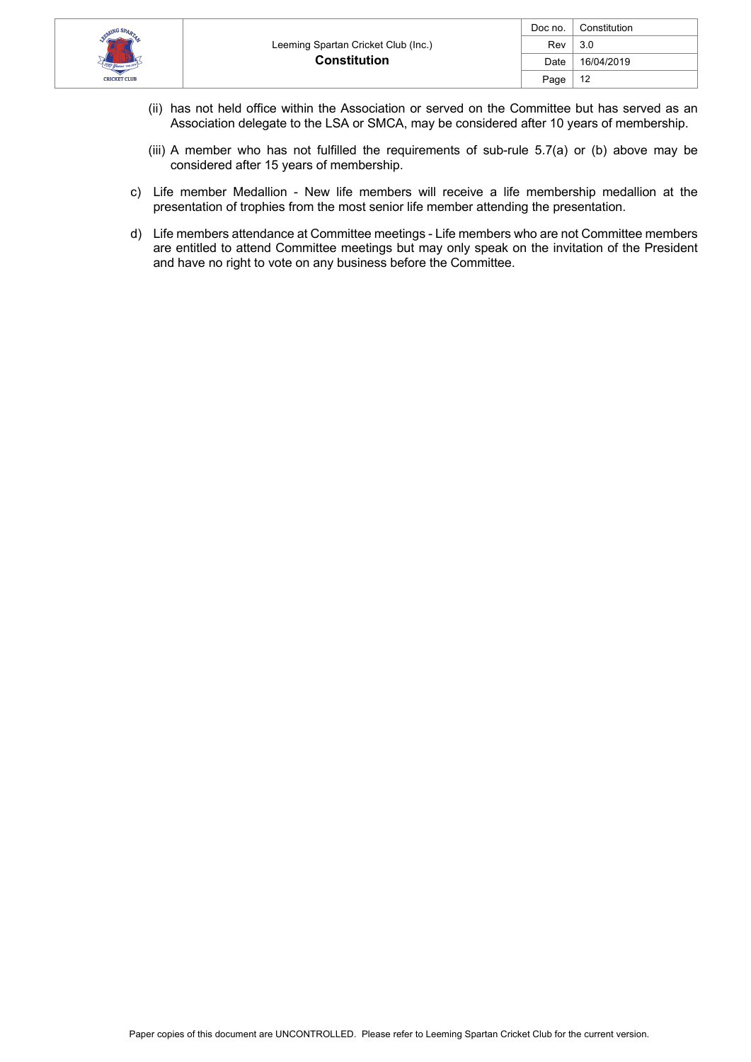(ii) has not held office within the Association or served on the Committee but has served as an Association delegate to the LSA or SMCA, may be considered after 10 years of membership.

(iii) A member who has not fulfilled the requirements of sub-rule 5.7(a) or (b) above may be considered after 15 years of membership.

c) Life member Medallion - New life members will receive a life membership medallion at the presentation of trophies from the most senior life member attending the presentation.

d) Life members attendance at Committee meetings - Life members who are not Committee members are entitled to attend Committee meetings but may only speak on the invitation of the President and have no right to vote on any business before the Committee.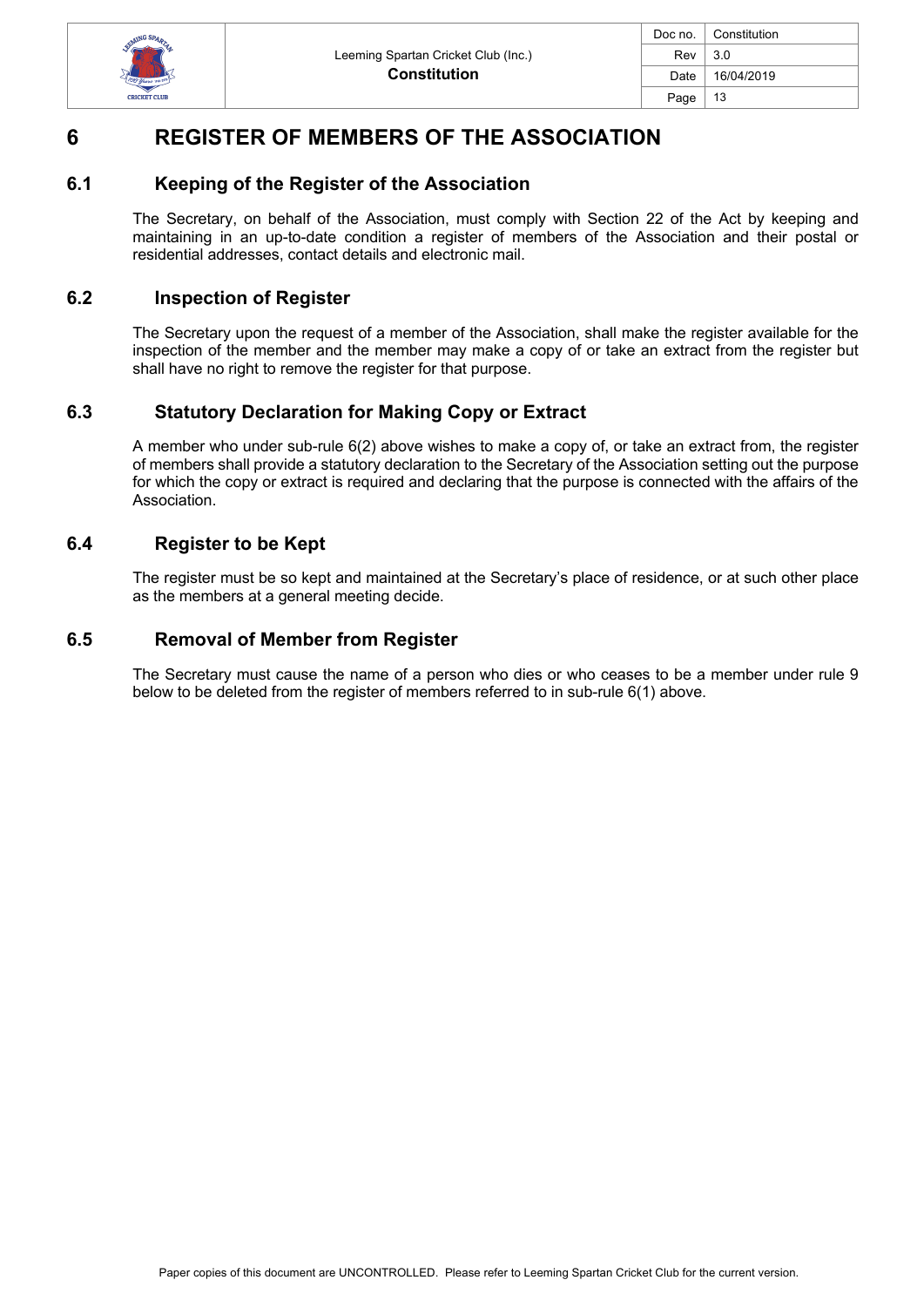# 6 REGISTER OF MEMBERS OF THE ASSOCIATION

## 6.1 Keeping of the Register of the Association

The Secretary, on behalf of the Association, must comply with Section 22 of the Act by keeping and maintaining in an up-to-date condition a register of members of the Association and their postal or residential addresses, contact details and electronic mail.

## 6.2 Inspection of Register

The Secretary upon the request of a member of the Association, shall make the register available for the inspection of the member and the member may make a copy of or take an extract from the register but shall have no right to remove the register for that purpose.

## 6.3 Statutory Declaration for Making Copy or Extract

A member who under sub-rule 6(2) above wishes to make a copy of, or take an extract from, the register of members shall provide a statutory declaration to the Secretary of the Association setting out the purpose for which the copy or extract is required and declaring that the purpose is connected with the affairs of the Association.

## 6.4 Register to be Kept

The register must be so kept and maintained at the Secretary's place of residence, or at such other place as the members at a general meeting decide.

## 6.5 Removal of Member from Register

The Secretary must cause the name of a person who dies or who ceases to be a member under rule 9 below to be deleted from the register of members referred to in sub-rule 6(1) above.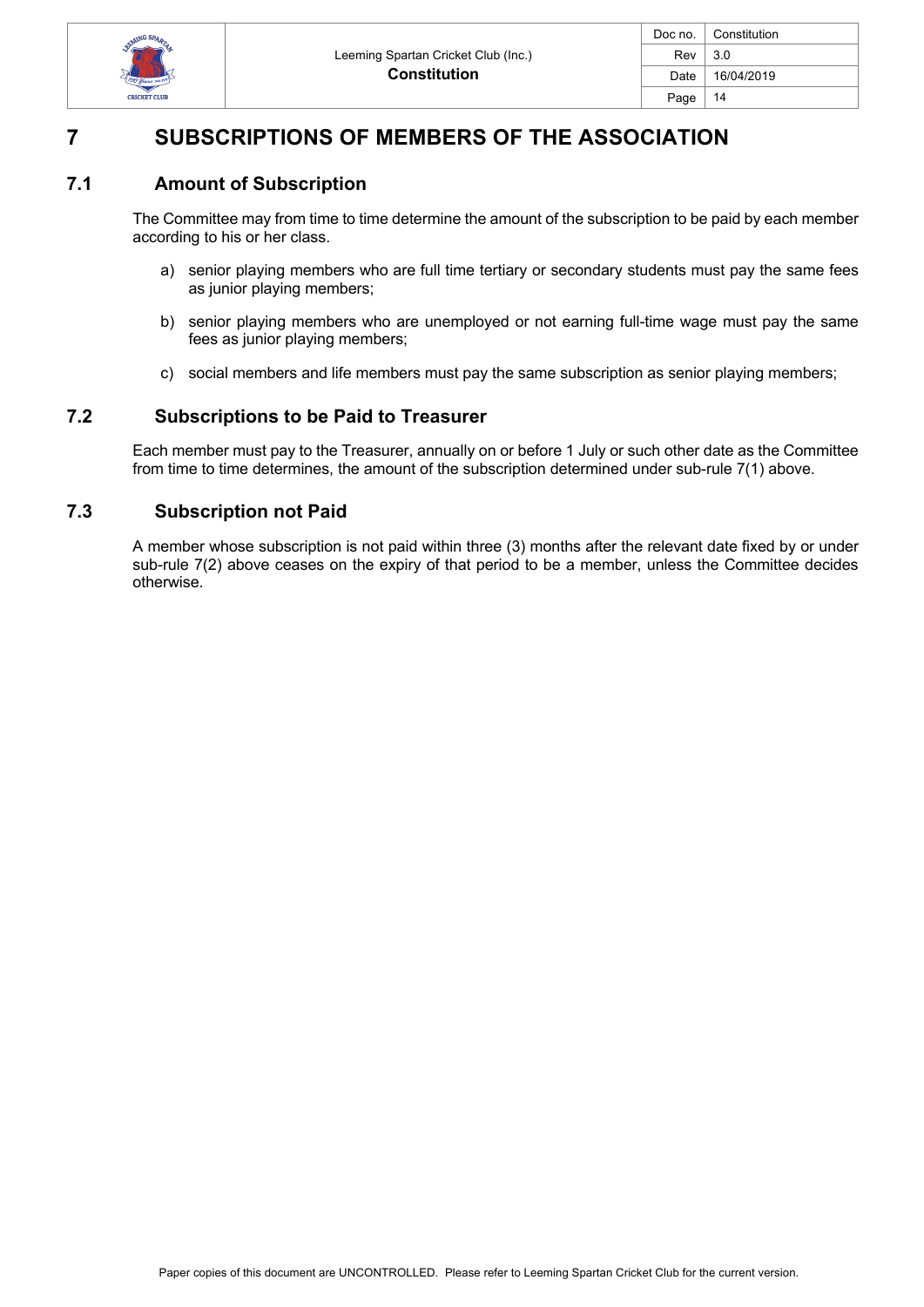# 7 SUBSCRIPTIONS OF MEMBERS OF THE ASSOCIATION

## 7.1 Amount of Subscription

The Committee may from time to time determine the amount of the subscription to be paid by each member according to his or her class.

a) senior playing members who are full time tertiary or secondary students must pay the same fees as junior playing members;

b) senior playing members who are unemployed or not earning full-time wage must pay the same fees as junior playing members;

c) social members and life members must pay the same subscription as senior playing members;

## 7.2 Subscriptions to be Paid to Treasurer

Each member must pay to the Treasurer, annually on or before 1 July or such other date as the Committee from time to time determines, the amount of the subscription determined under sub-rule 7(1) above.

## 7.3 Subscription not Paid

A member whose subscription is not paid within three (3) months after the relevant date fixed by or under sub-rule 7(2) above ceases on the expiry of that period to be a member, unless the Committee decides otherwise.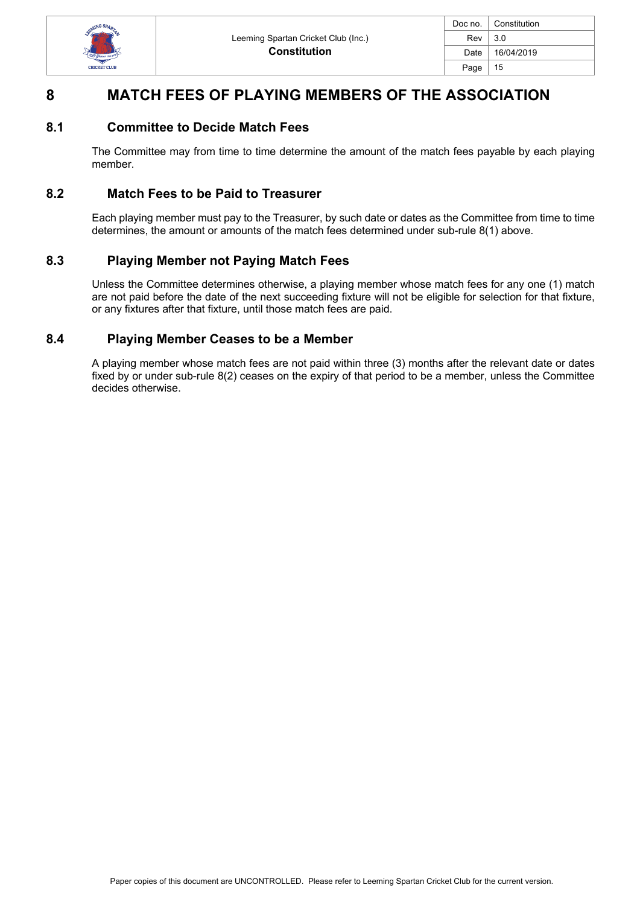# 8 MATCH FEES OF PLAYING MEMBERS OF THE ASSOCIATION

## 8.1 Committee to Decide Match Fees

The Committee may from time to time determine the amount of the match fees payable by each playing member.

## 8.2 Match Fees to be Paid to Treasurer

Each playing member must pay to the Treasurer, by such date or dates as the Committee from time to time determines, the amount or amounts of the match fees determined under sub-rule 8(1) above.

## 8.3 Playing Member not Paying Match Fees

Unless the Committee determines otherwise, a playing member whose match fees for any one (1) match are not paid before the date of the next succeeding fixture will not be eligible for selection for that fixture, or any fixtures after that fixture, until those match fees are paid.

## 8.4 Playing Member Ceases to be a Member

A playing member whose match fees are not paid within three (3) months after the relevant date or dates fixed by or under sub-rule 8(2) ceases on the expiry of that period to be a member, unless the Committee decides otherwise.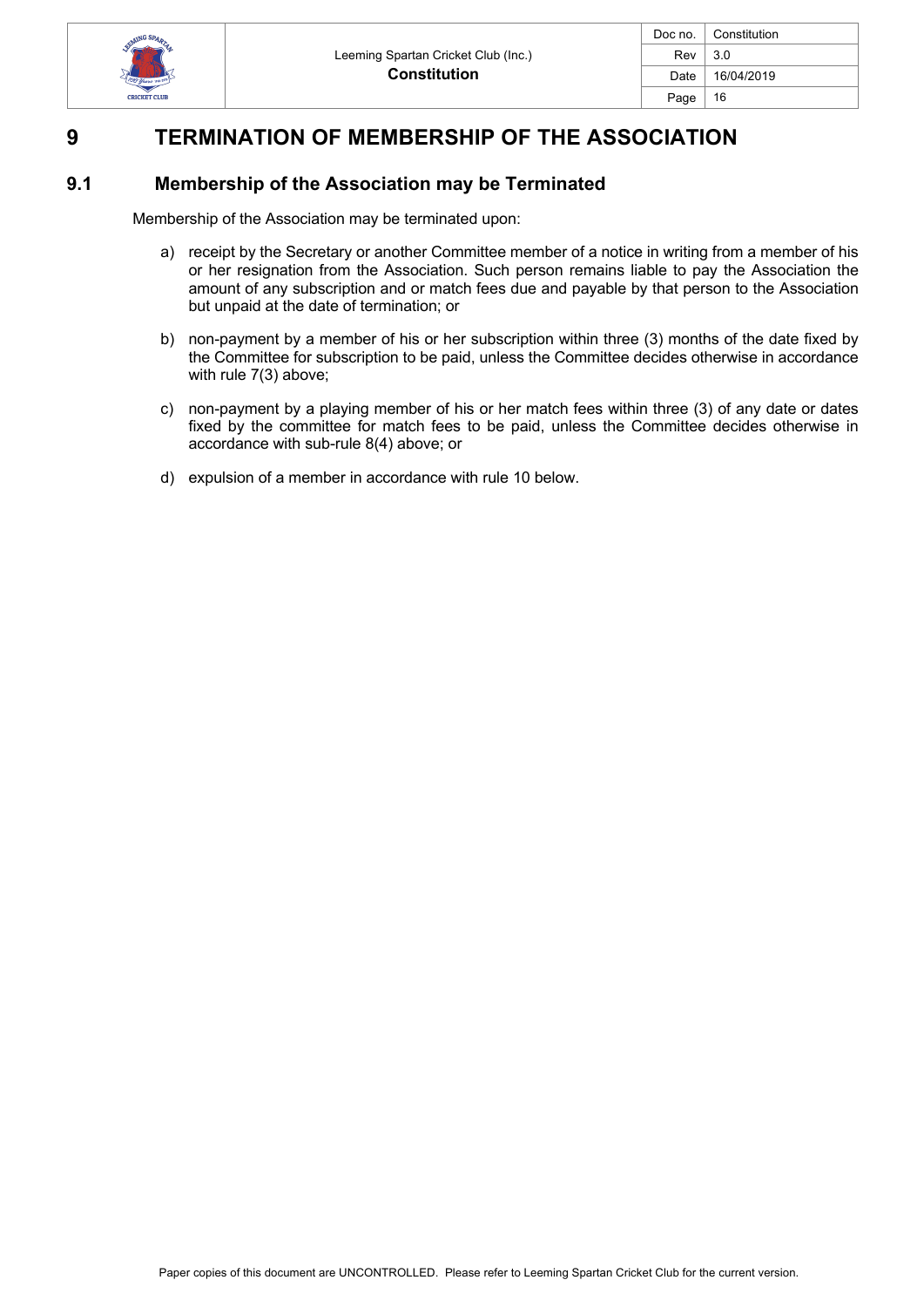# 9 TERMINATION OF MEMBERSHIP OF THE ASSOCIATION

## 9.1 Membership of the Association may be Terminated

Membership of the Association may be terminated upon:

a) receipt by the Secretary or another Committee member of a notice in writing from a member of his or her resignation from the Association. Such person remains liable to pay the Association the amount of any subscription and or match fees due and payable by that person to the Association but unpaid at the date of termination; or

b) non-payment by a member of his or her subscription within three (3) months of the date fixed by the Committee for subscription to be paid, unless the Committee decides otherwise in accordance with rule 7(3) above;

c) non-payment by a playing member of his or her match fees within three (3) of any date or dates fixed by the committee for match fees to be paid, unless the Committee decides otherwise in accordance with sub-rule 8(4) above; or

d) expulsion of a member in accordance with rule 10 below.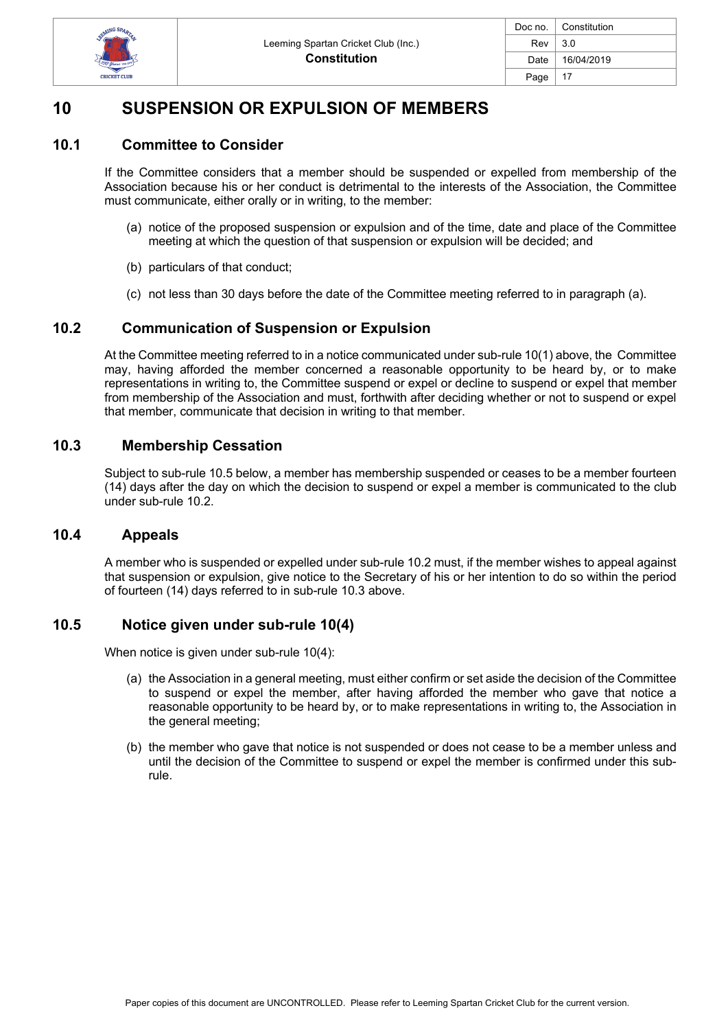# 10 SUSPENSION OR EXPULSION OF MEMBERS

## 10.1 Committee to Consider

If the Committee considers that a member should be suspended or expelled from membership of the Association because his or her conduct is detrimental to the interests of the Association, the Committee must communicate, either orally or in writing, to the member:

(a) notice of the proposed suspension or expulsion and of the time, date and place of the Committee meeting at which the question of that suspension or expulsion will be decided; and

(b) particulars of that conduct;

(c) not less than 30 days before the date of the Committee meeting referred to in paragraph (a).

## 10.2 Communication of Suspension or Expulsion

At the Committee meeting referred to in a notice communicated under sub-rule 10(1) above, the Committee may, having afforded the member concerned a reasonable opportunity to be heard by, or to make representations in writing to, the Committee suspend or expel or decline to suspend or expel that member from membership of the Association and must, forthwith after deciding whether or not to suspend or expel that member, communicate that decision in writing to that member.

## 10.3 Membership Cessation

Subject to sub-rule 10.5 below, a member has membership suspended or ceases to be a member fourteen (14) days after the day on which the decision to suspend or expel a member is communicated to the club under sub-rule 10.2.

## 10.4 Appeals

A member who is suspended or expelled under sub-rule 10.2 must, if the member wishes to appeal against that suspension or expulsion, give notice to the Secretary of his or her intention to do so within the period of fourteen (14) days referred to in sub-rule 10.3 above.

## 10.5 Notice given under sub-rule 10(4)

When notice is given under sub-rule 10(4):

(a) the Association in a general meeting, must either confirm or set aside the decision of the Committee to suspend or expel the member, after having afforded the member who gave that notice a reasonable opportunity to be heard by, or to make representations in writing to, the Association in the general meeting;

(b) the member who gave that notice is not suspended or does not cease to be a member unless and until the decision of the Committee to suspend or expel the member is confirmed under this sub-rule.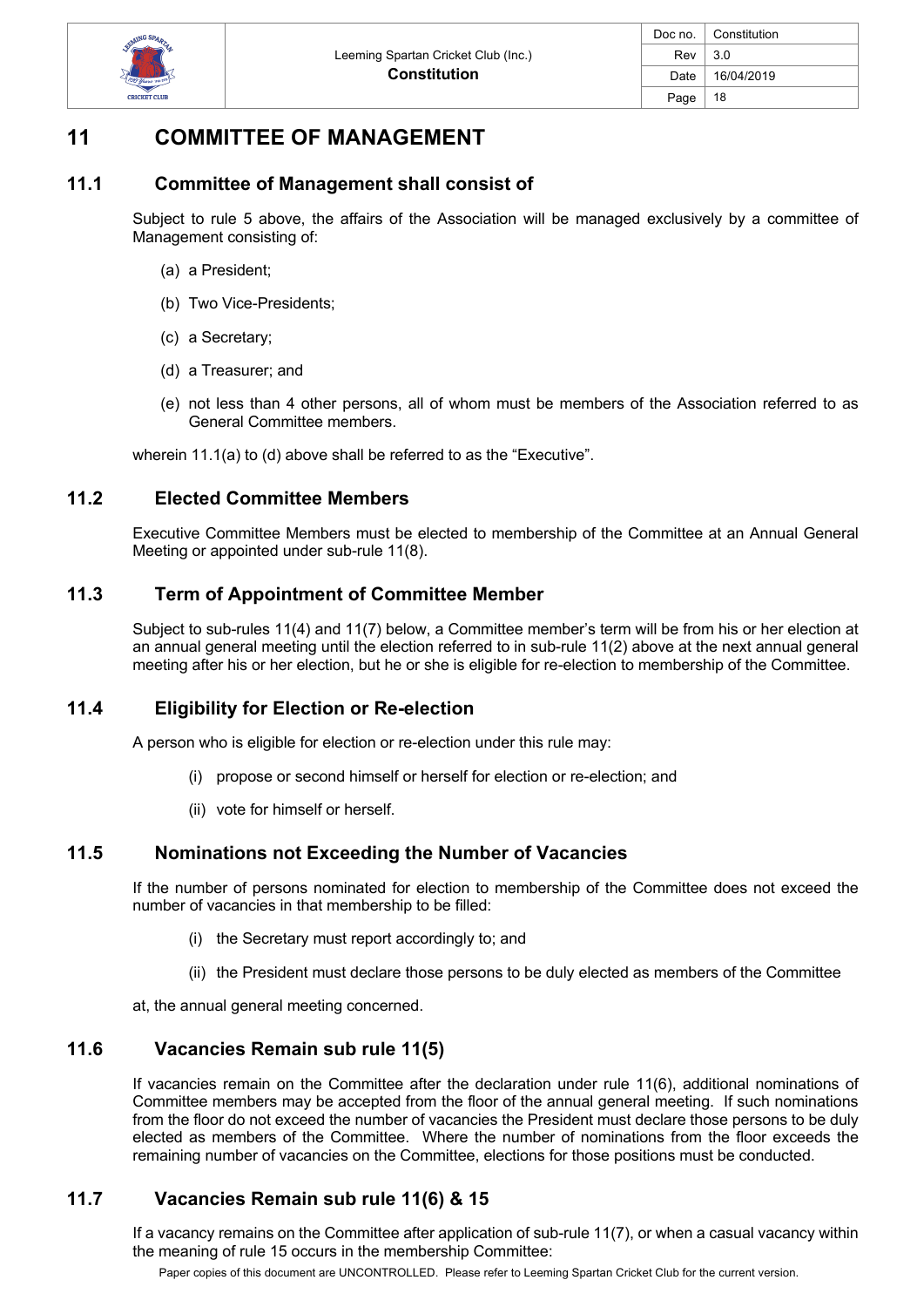# 11 COMMITTEE OF MANAGEMENT

## 11.1 Committee of Management shall consist of

Subject to rule 5 above, the affairs of the Association will be managed exclusively by a committee of Management consisting of:

(a) a President;

(b) Two Vice-Presidents;

(c) a Secretary;

(d) a Treasurer; and

(e) not less than 4 other persons, all of whom must be members of the Association referred to as General Committee members.

wherein 11.1(a) to (d) above shall be referred to as the "Executive".

## 11.2 Elected Committee Members

Executive Committee Members must be elected to membership of the Committee at an Annual General Meeting or appointed under sub-rule 11(8).

## 11.3 Term of Appointment of Committee Member

Subject to sub-rules 11(4) and 11(7) below, a Committee member's term will be from his or her election at an annual general meeting until the election referred to in sub-rule 11(2) above at the next annual general meeting after his or her election, but he or she is eligible for re-election to membership of the Committee.

## 11.4 Eligibility for Election or Re-election

A person who is eligible for election or re-election under this rule may:

(i) propose or second himself or herself for election or re-election; and

(ii) vote for himself or herself.

## 11.5 Nominations not Exceeding the Number of Vacancies

If the number of persons nominated for election to membership of the Committee does not exceed the number of vacancies in that membership to be filled:

(i) the Secretary must report accordingly to; and

(ii) the President must declare those persons to be duly elected as members of the Committee

at, the annual general meeting concerned.

## 11.6 Vacancies Remain sub rule 11(5)

If vacancies remain on the Committee after the declaration under rule 11(6), additional nominations of Committee members may be accepted from the floor of the annual general meeting. If such nominations from the floor do not exceed the number of vacancies the President must declare those persons to be duly elected as members of the Committee. Where the number of nominations from the floor exceeds the remaining number of vacancies on the Committee, elections for those positions must be conducted.

## 11.7 Vacancies Remain sub rule 11(6) & 15

If a vacancy remains on the Committee after application of sub-rule 11(7), or when a casual vacancy within the meaning of rule 15 occurs in the membership Committee: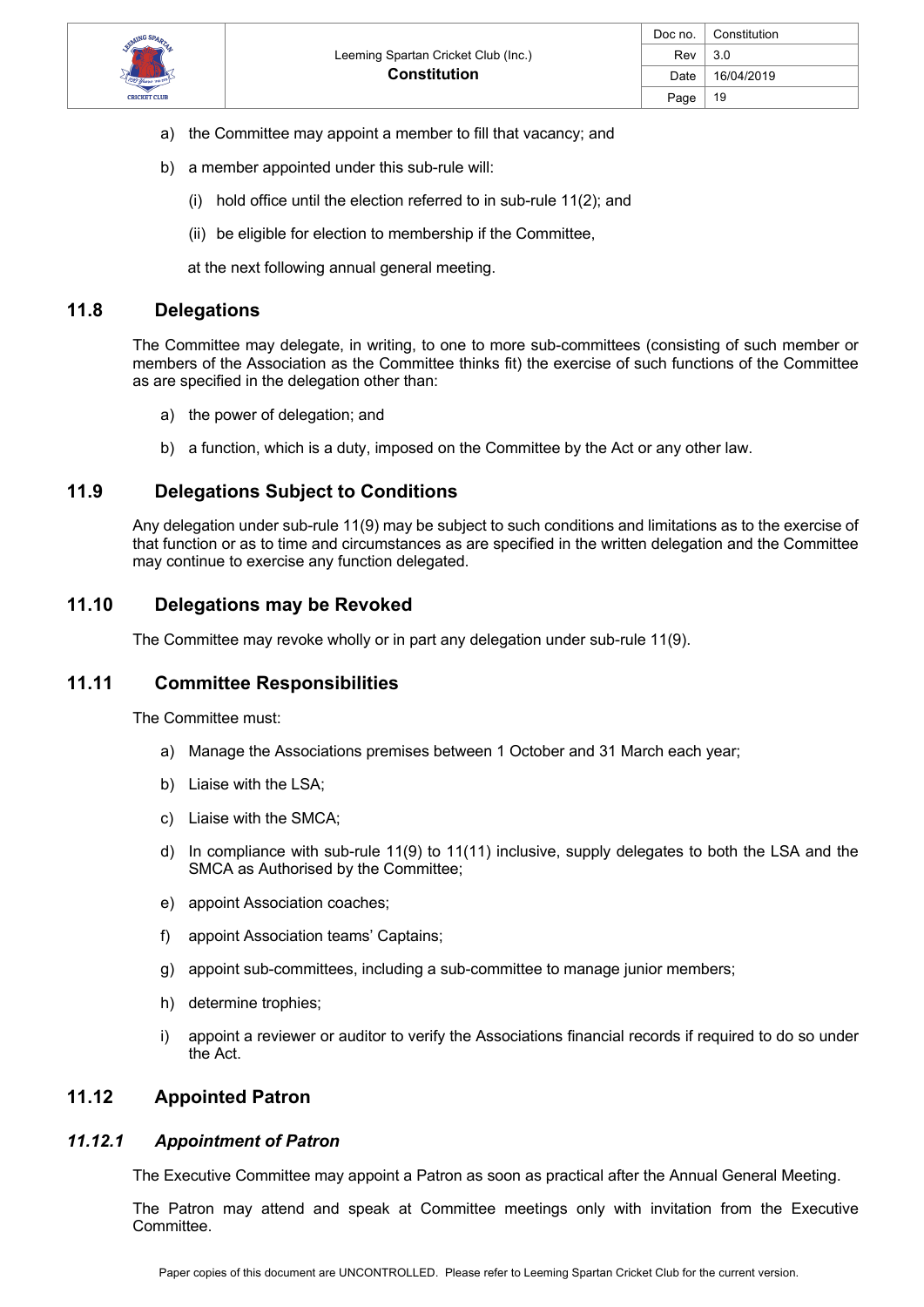a) the Committee may appoint a member to fill that vacancy; and

b) a member appointed under this sub-rule will:

   (i) hold office until the election referred to in sub-rule 11(2); and

   (ii) be eligible for election to membership if the Committee,

   at the next following annual general meeting.

## 11.8 Delegations

The Committee may delegate, in writing, to one to more sub-committees (consisting of such member or members of the Association as the Committee thinks fit) the exercise of such functions of the Committee as are specified in the delegation other than:

a) the power of delegation; and

b) a function, which is a duty, imposed on the Committee by the Act or any other law.

## 11.9 Delegations Subject to Conditions

Any delegation under sub-rule 11(9) may be subject to such conditions and limitations as to the exercise of that function or as to time and circumstances as are specified in the written delegation and the Committee may continue to exercise any function delegated.

## 11.10 Delegations may be Revoked

The Committee may revoke wholly or in part any delegation under sub-rule 11(9).

## 11.11 Committee Responsibilities

The Committee must:

a) Manage the Associations premises between 1 October and 31 March each year;

b) Liaise with the LSA;

c) Liaise with the SMCA;

d) In compliance with sub-rule 11(9) to 11(11) inclusive, supply delegates to both the LSA and the SMCA as Authorised by the Committee;

e) appoint Association coaches;

f) appoint Association teams' Captains;

g) appoint sub-committees, including a sub-committee to manage junior members;

h) determine trophies;

i) appoint a reviewer or auditor to verify the Associations financial records if required to do so under the Act.

## 11.12 Appointed Patron

### *11.12.1 Appointment of Patron*

The Executive Committee may appoint a Patron as soon as practical after the Annual General Meeting.

The Patron may attend and speak at Committee meetings only with invitation from the Executive Committee.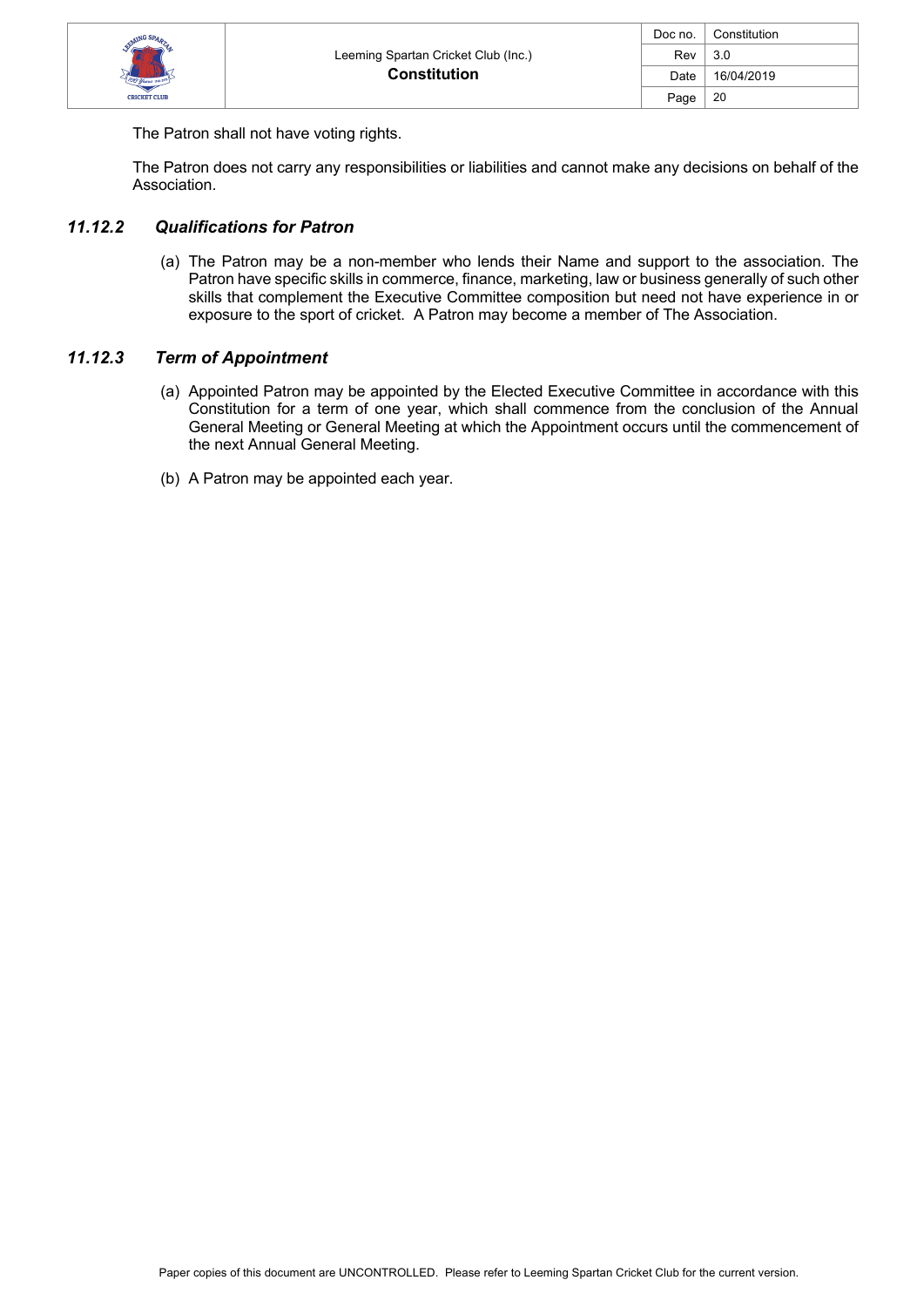The Patron shall not have voting rights.

The Patron does not carry any responsibilities or liabilities and cannot make any decisions on behalf of the Association.

### *11.12.2 Qualifications for Patron*

(a) The Patron may be a non-member who lends their Name and support to the association. The Patron have specific skills in commerce, finance, marketing, law or business generally of such other skills that complement the Executive Committee composition but need not have experience in or exposure to the sport of cricket. A Patron may become a member of The Association.

### *11.12.3 Term of Appointment*

(a) Appointed Patron may be appointed by the Elected Executive Committee in accordance with this Constitution for a term of one year, which shall commence from the conclusion of the Annual General Meeting or General Meeting at which the Appointment occurs until the commencement of the next Annual General Meeting.

(b) A Patron may be appointed each year.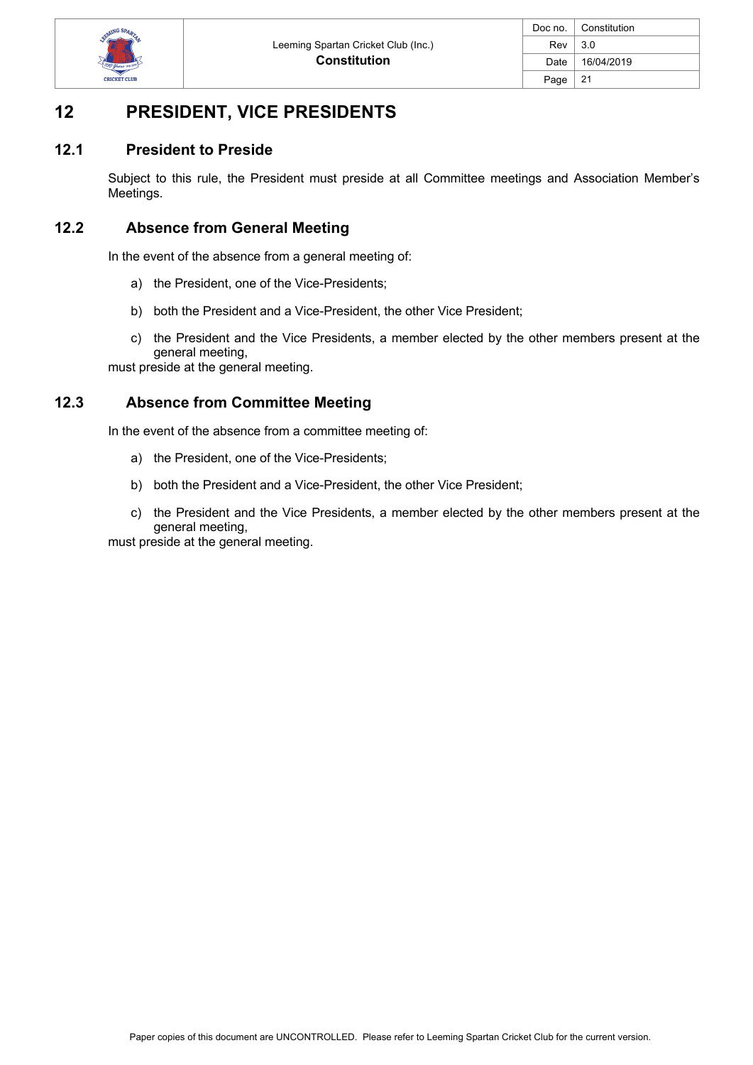# 12 PRESIDENT, VICE PRESIDENTS

## 12.1 President to Preside

Subject to this rule, the President must preside at all Committee meetings and Association Member's Meetings.

## 12.2 Absence from General Meeting

In the event of the absence from a general meeting of:

a) the President, one of the Vice-Presidents;

b) both the President and a Vice-President, the other Vice President;

c) the President and the Vice Presidents, a member elected by the other members present at the general meeting,

must preside at the general meeting.

## 12.3 Absence from Committee Meeting

In the event of the absence from a committee meeting of:

a) the President, one of the Vice-Presidents;

b) both the President and a Vice-President, the other Vice President;

c) the President and the Vice Presidents, a member elected by the other members present at the general meeting,

must preside at the general meeting.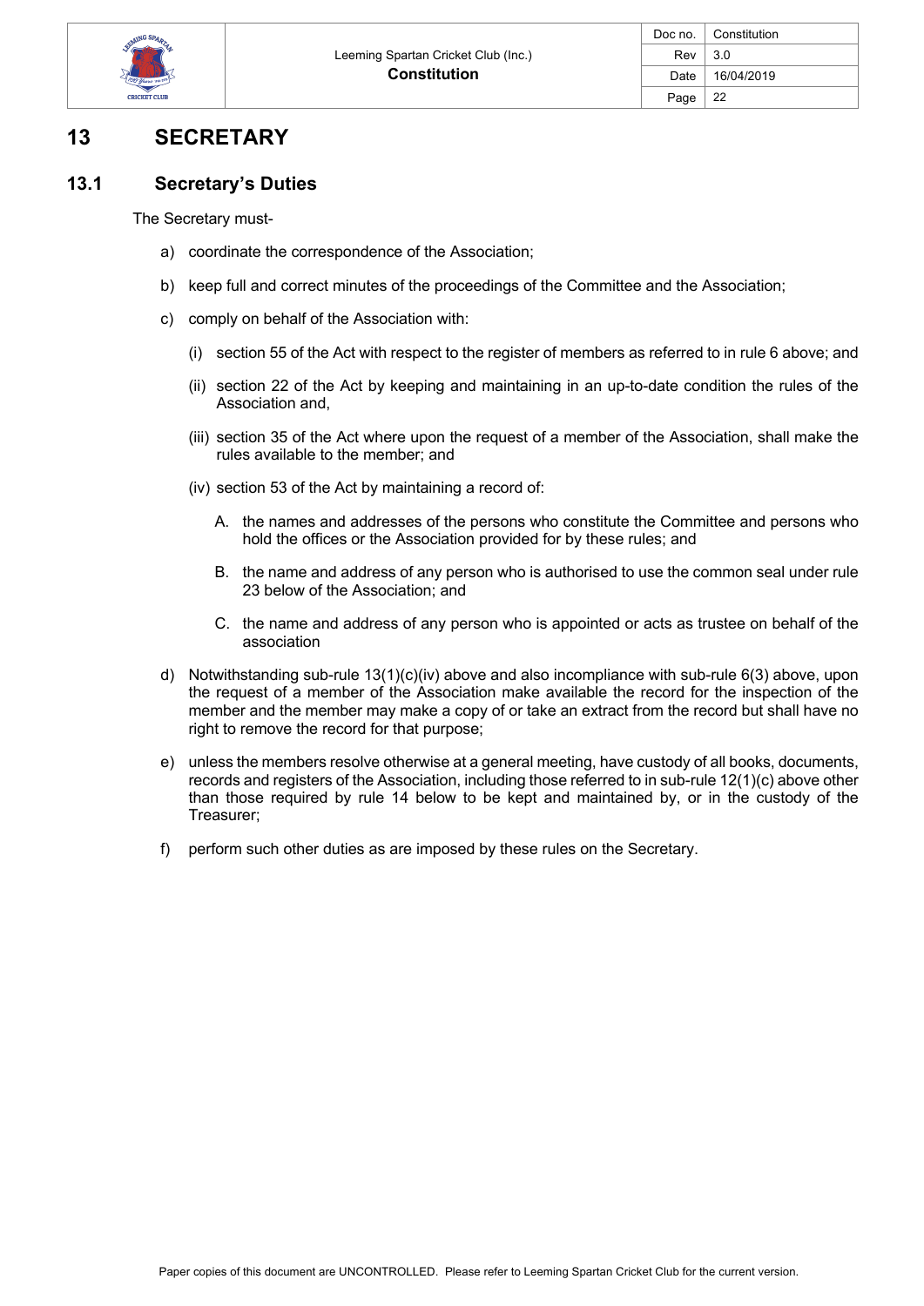# 13 SECRETARY

## 13.1 Secretary's Duties

The Secretary must-

a) coordinate the correspondence of the Association;

b) keep full and correct minutes of the proceedings of the Committee and the Association;

c) comply on behalf of the Association with:

   (i) section 55 of the Act with respect to the register of members as referred to in rule 6 above; and

   (ii) section 22 of the Act by keeping and maintaining in an up-to-date condition the rules of the Association and,

   (iii) section 35 of the Act where upon the request of a member of the Association, shall make the rules available to the member; and

   (iv) section 53 of the Act by maintaining a record of:

      A. the names and addresses of the persons who constitute the Committee and persons who hold the offices or the Association provided for by these rules; and

      B. the name and address of any person who is authorised to use the common seal under rule 23 below of the Association; and

      C. the name and address of any person who is appointed or acts as trustee on behalf of the association

d) Notwithstanding sub-rule 13(1)(c)(iv) above and also incompliance with sub-rule 6(3) above, upon the request of a member of the Association make available the record for the inspection of the member and the member may make a copy of or take an extract from the record but shall have no right to remove the record for that purpose;

e) unless the members resolve otherwise at a general meeting, have custody of all books, documents, records and registers of the Association, including those referred to in sub-rule 12(1)(c) above other than those required by rule 14 below to be kept and maintained by, or in the custody of the Treasurer;

f) perform such other duties as are imposed by these rules on the Secretary.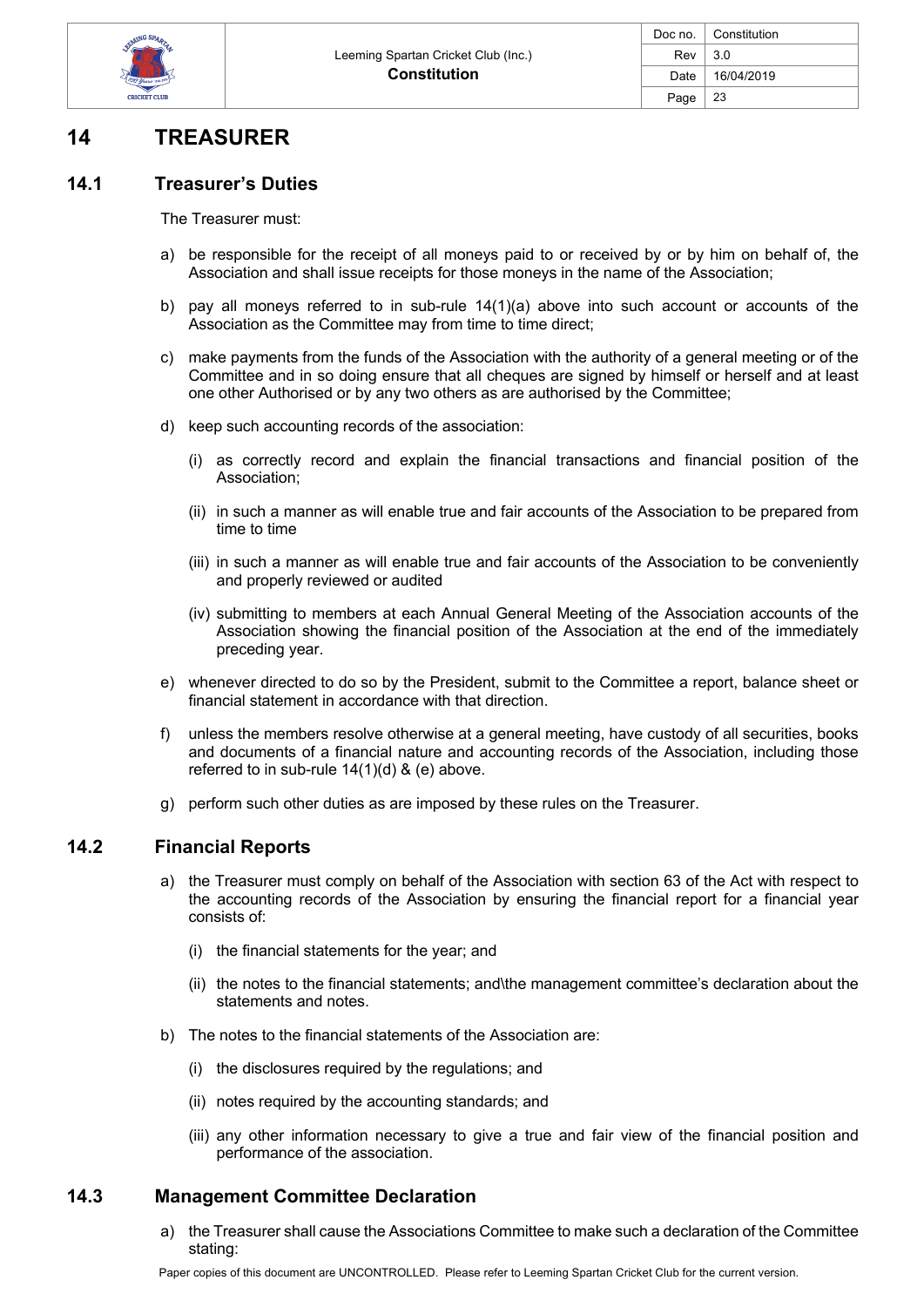# 14 TREASURER

## 14.1 Treasurer's Duties

The Treasurer must:

a) be responsible for the receipt of all moneys paid to or received by or by him on behalf of, the Association and shall issue receipts for those moneys in the name of the Association;

b) pay all moneys referred to in sub-rule 14(1)(a) above into such account or accounts of the Association as the Committee may from time to time direct;

c) make payments from the funds of the Association with the authority of a general meeting or of the Committee and in so doing ensure that all cheques are signed by himself or herself and at least one other Authorised or by any two others as are authorised by the Committee;

d) keep such accounting records of the association:

   (i) as correctly record and explain the financial transactions and financial position of the Association;

   (ii) in such a manner as will enable true and fair accounts of the Association to be prepared from time to time

   (iii) in such a manner as will enable true and fair accounts of the Association to be conveniently and properly reviewed or audited

   (iv) submitting to members at each Annual General Meeting of the Association accounts of the Association showing the financial position of the Association at the end of the immediately preceding year.

e) whenever directed to do so by the President, submit to the Committee a report, balance sheet or financial statement in accordance with that direction.

f) unless the members resolve otherwise at a general meeting, have custody of all securities, books and documents of a financial nature and accounting records of the Association, including those referred to in sub-rule 14(1)(d) & (e) above.

g) perform such other duties as are imposed by these rules on the Treasurer.

## 14.2 Financial Reports

a) the Treasurer must comply on behalf of the Association with section 63 of the Act with respect to the accounting records of the Association by ensuring the financial report for a financial year consists of:

   (i) the financial statements for the year; and

   (ii) the notes to the financial statements; and\the management committee's declaration about the statements and notes.

b) The notes to the financial statements of the Association are:

   (i) the disclosures required by the regulations; and

   (ii) notes required by the accounting standards; and

   (iii) any other information necessary to give a true and fair view of the financial position and performance of the association.

## 14.3 Management Committee Declaration

a) the Treasurer shall cause the Associations Committee to make such a declaration of the Committee stating: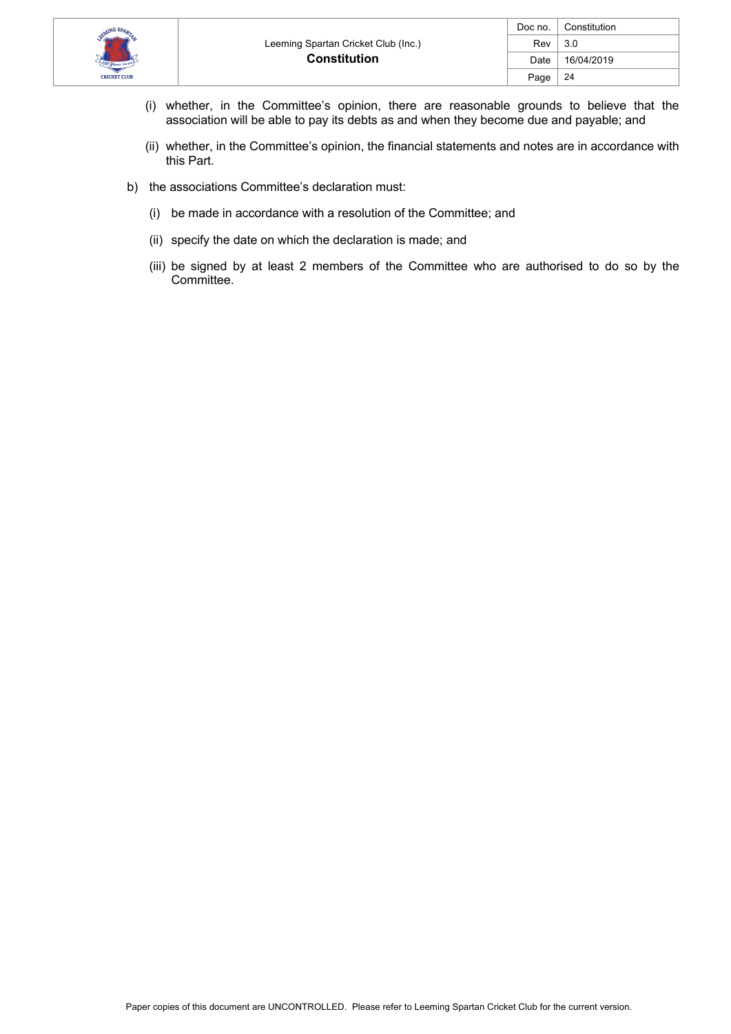(i) whether, in the Committee's opinion, there are reasonable grounds to believe that the association will be able to pay its debts as and when they become due and payable; and

(ii) whether, in the Committee's opinion, the financial statements and notes are in accordance with this Part.

b) the associations Committee's declaration must:

   (i) be made in accordance with a resolution of the Committee; and

   (ii) specify the date on which the declaration is made; and

   (iii) be signed by at least 2 members of the Committee who are authorised to do so by the Committee.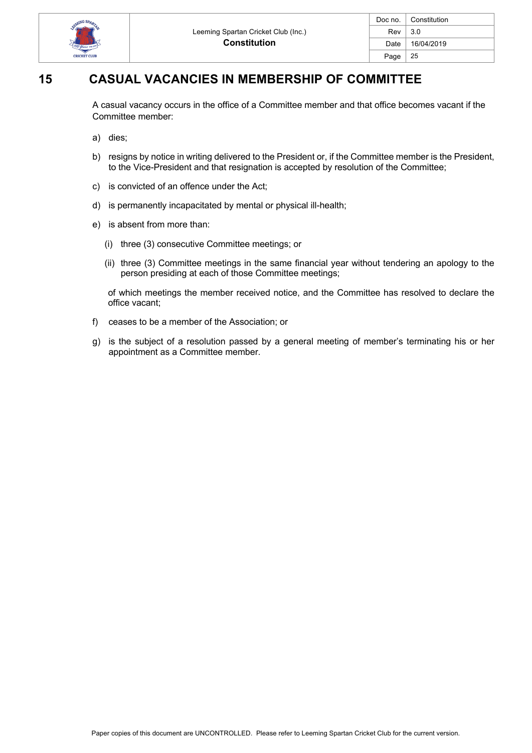# 15 CASUAL VACANCIES IN MEMBERSHIP OF COMMITTEE

A casual vacancy occurs in the office of a Committee member and that office becomes vacant if the Committee member:

a) dies;

b) resigns by notice in writing delivered to the President or, if the Committee member is the President, to the Vice-President and that resignation is accepted by resolution of the Committee;

c) is convicted of an offence under the Act;

d) is permanently incapacitated by mental or physical ill-health;

e) is absent from more than:

   (i) three (3) consecutive Committee meetings; or

   (ii) three (3) Committee meetings in the same financial year without tendering an apology to the person presiding at each of those Committee meetings;

   of which meetings the member received notice, and the Committee has resolved to declare the office vacant;

f) ceases to be a member of the Association; or

g) is the subject of a resolution passed by a general meeting of member's terminating his or her appointment as a Committee member.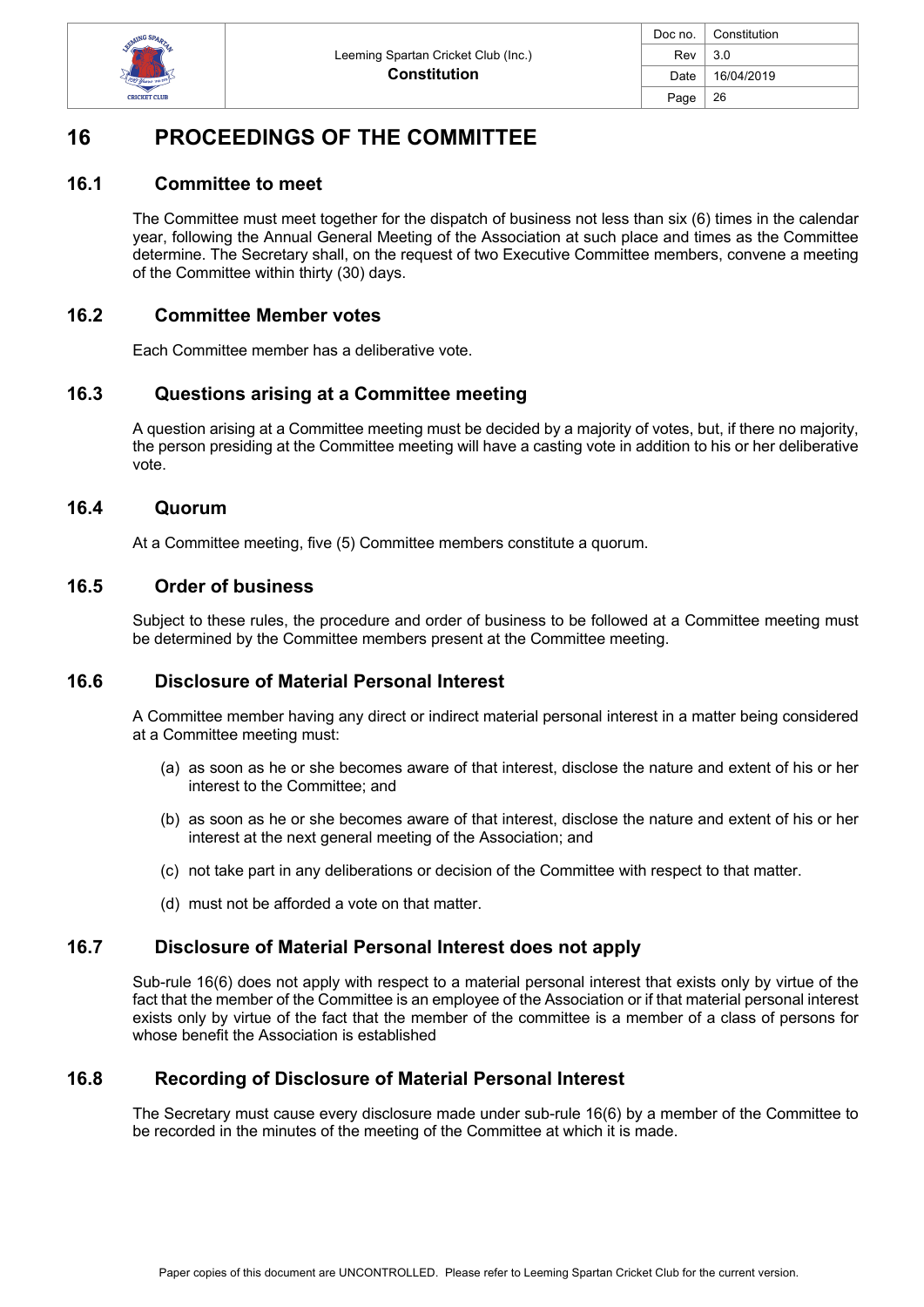# 16 PROCEEDINGS OF THE COMMITTEE

## 16.1 Committee to meet

The Committee must meet together for the dispatch of business not less than six (6) times in the calendar year, following the Annual General Meeting of the Association at such place and times as the Committee determine. The Secretary shall, on the request of two Executive Committee members, convene a meeting of the Committee within thirty (30) days.

## 16.2 Committee Member votes

Each Committee member has a deliberative vote.

## 16.3 Questions arising at a Committee meeting

A question arising at a Committee meeting must be decided by a majority of votes, but, if there no majority, the person presiding at the Committee meeting will have a casting vote in addition to his or her deliberative vote.

## 16.4 Quorum

At a Committee meeting, five (5) Committee members constitute a quorum.

## 16.5 Order of business

Subject to these rules, the procedure and order of business to be followed at a Committee meeting must be determined by the Committee members present at the Committee meeting.

## 16.6 Disclosure of Material Personal Interest

A Committee member having any direct or indirect material personal interest in a matter being considered at a Committee meeting must:

(a) as soon as he or she becomes aware of that interest, disclose the nature and extent of his or her interest to the Committee; and

(b) as soon as he or she becomes aware of that interest, disclose the nature and extent of his or her interest at the next general meeting of the Association; and

(c) not take part in any deliberations or decision of the Committee with respect to that matter.

(d) must not be afforded a vote on that matter.

## 16.7 Disclosure of Material Personal Interest does not apply

Sub-rule 16(6) does not apply with respect to a material personal interest that exists only by virtue of the fact that the member of the Committee is an employee of the Association or if that material personal interest exists only by virtue of the fact that the member of the committee is a member of a class of persons for whose benefit the Association is established

## 16.8 Recording of Disclosure of Material Personal Interest

The Secretary must cause every disclosure made under sub-rule 16(6) by a member of the Committee to be recorded in the minutes of the meeting of the Committee at which it is made.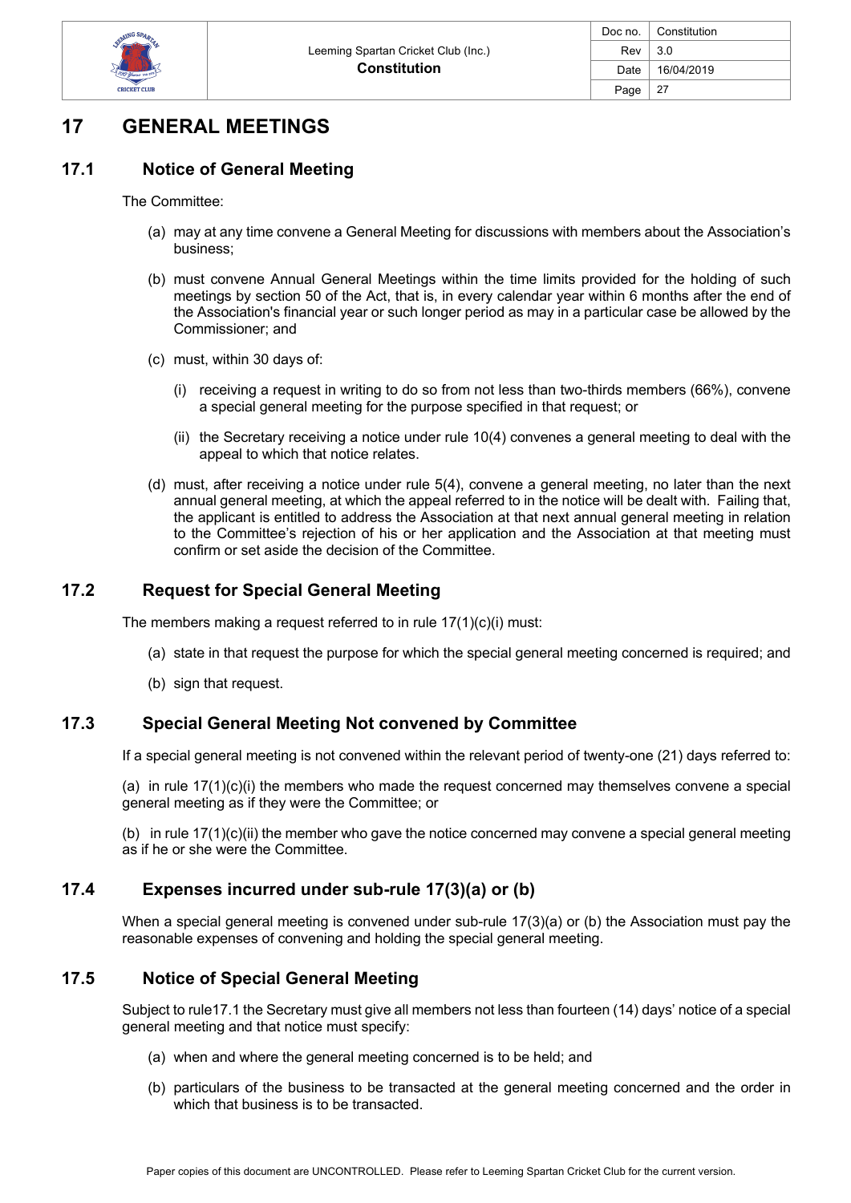# 17 GENERAL MEETINGS

## 17.1 Notice of General Meeting

The Committee:

(a) may at any time convene a General Meeting for discussions with members about the Association's business;

(b) must convene Annual General Meetings within the time limits provided for the holding of such meetings by section 50 of the Act, that is, in every calendar year within 6 months after the end of the Association's financial year or such longer period as may in a particular case be allowed by the Commissioner; and

(c) must, within 30 days of:

  (i) receiving a request in writing to do so from not less than two-thirds members (66%), convene a special general meeting for the purpose specified in that request; or

  (ii) the Secretary receiving a notice under rule 10(4) convenes a general meeting to deal with the appeal to which that notice relates.

(d) must, after receiving a notice under rule 5(4), convene a general meeting, no later than the next annual general meeting, at which the appeal referred to in the notice will be dealt with. Failing that, the applicant is entitled to address the Association at that next annual general meeting in relation to the Committee's rejection of his or her application and the Association at that meeting must confirm or set aside the decision of the Committee.

## 17.2 Request for Special General Meeting

The members making a request referred to in rule 17(1)(c)(i) must:

(a) state in that request the purpose for which the special general meeting concerned is required; and

(b) sign that request.

## 17.3 Special General Meeting Not convened by Committee

If a special general meeting is not convened within the relevant period of twenty-one (21) days referred to:

(a) in rule 17(1)(c)(i) the members who made the request concerned may themselves convene a special general meeting as if they were the Committee; or

(b) in rule 17(1)(c)(ii) the member who gave the notice concerned may convene a special general meeting as if he or she were the Committee.

## 17.4 Expenses incurred under sub-rule 17(3)(a) or (b)

When a special general meeting is convened under sub-rule 17(3)(a) or (b) the Association must pay the reasonable expenses of convening and holding the special general meeting.

## 17.5 Notice of Special General Meeting

Subject to rule17.1 the Secretary must give all members not less than fourteen (14) days' notice of a special general meeting and that notice must specify:

(a) when and where the general meeting concerned is to be held; and

(b) particulars of the business to be transacted at the general meeting concerned and the order in which that business is to be transacted.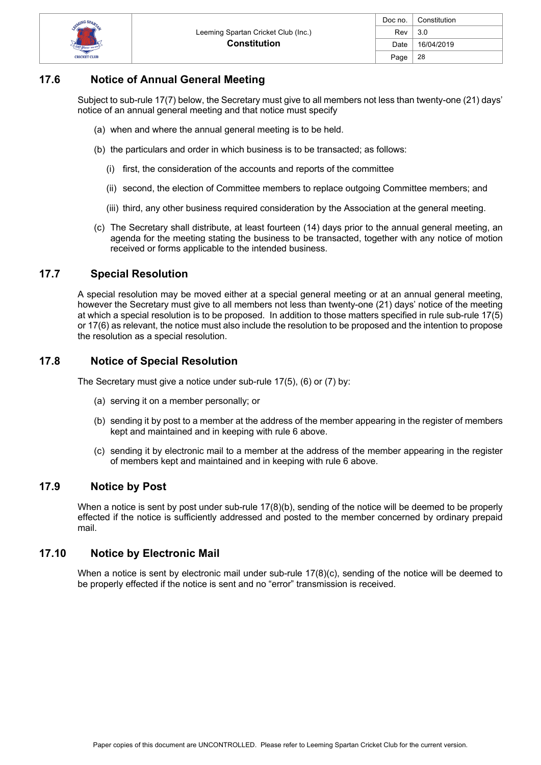## 17.6 Notice of Annual General Meeting

Subject to sub-rule 17(7) below, the Secretary must give to all members not less than twenty-one (21) days' notice of an annual general meeting and that notice must specify

(a) when and where the annual general meeting is to be held.

(b) the particulars and order in which business is to be transacted; as follows:

  (i) first, the consideration of the accounts and reports of the committee

  (ii) second, the election of Committee members to replace outgoing Committee members; and

  (iii) third, any other business required consideration by the Association at the general meeting.

(c) The Secretary shall distribute, at least fourteen (14) days prior to the annual general meeting, an agenda for the meeting stating the business to be transacted, together with any notice of motion received or forms applicable to the intended business.

## 17.7 Special Resolution

A special resolution may be moved either at a special general meeting or at an annual general meeting, however the Secretary must give to all members not less than twenty-one (21) days' notice of the meeting at which a special resolution is to be proposed. In addition to those matters specified in rule sub-rule 17(5) or 17(6) as relevant, the notice must also include the resolution to be proposed and the intention to propose the resolution as a special resolution.

## 17.8 Notice of Special Resolution

The Secretary must give a notice under sub-rule 17(5), (6) or (7) by:

(a) serving it on a member personally; or

(b) sending it by post to a member at the address of the member appearing in the register of members kept and maintained and in keeping with rule 6 above.

(c) sending it by electronic mail to a member at the address of the member appearing in the register of members kept and maintained and in keeping with rule 6 above.

## 17.9 Notice by Post

When a notice is sent by post under sub-rule 17(8)(b), sending of the notice will be deemed to be properly effected if the notice is sufficiently addressed and posted to the member concerned by ordinary prepaid mail.

## 17.10 Notice by Electronic Mail

When a notice is sent by electronic mail under sub-rule 17(8)(c), sending of the notice will be deemed to be properly effected if the notice is sent and no "error" transmission is received.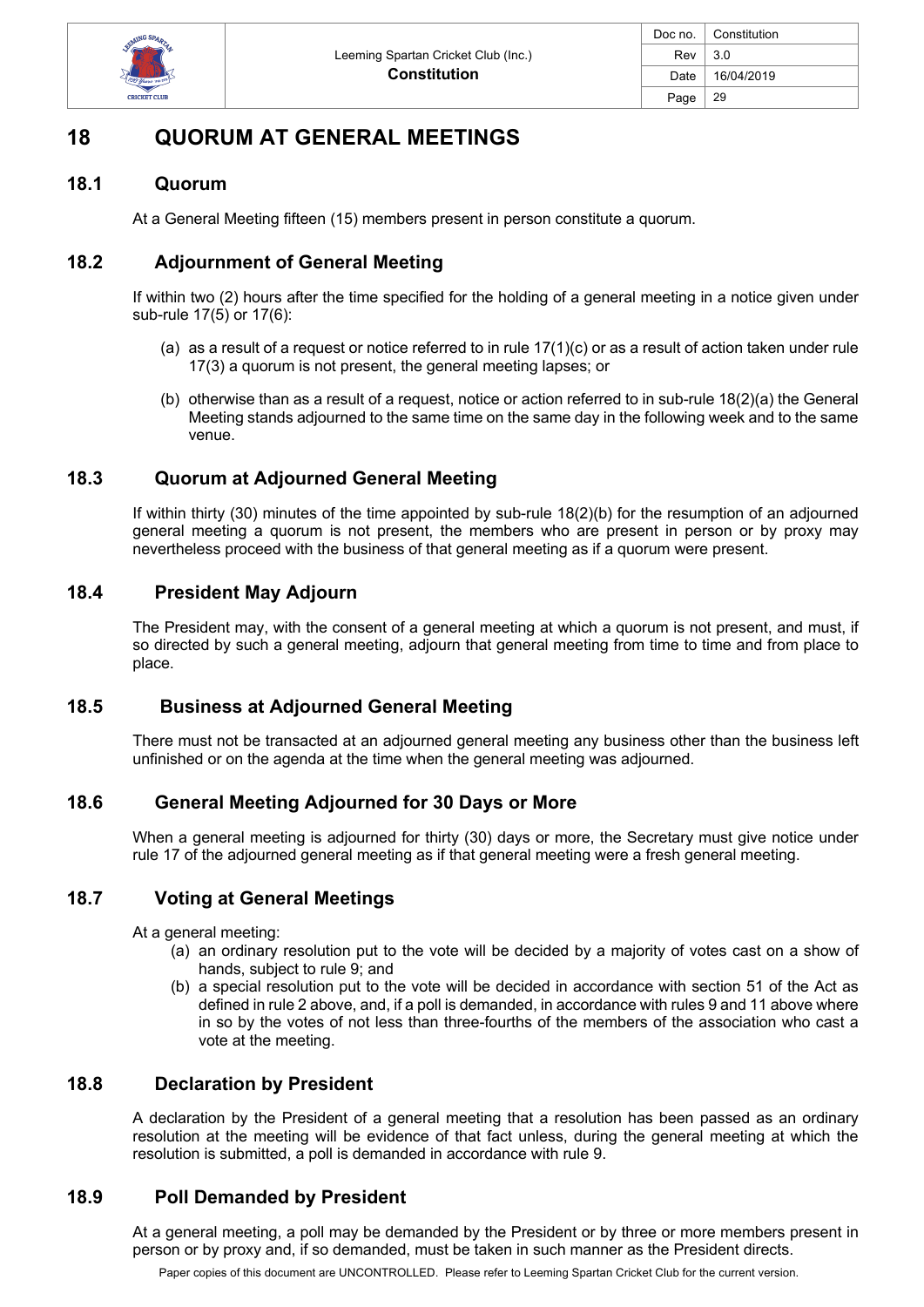# 18 QUORUM AT GENERAL MEETINGS

## 18.1 Quorum

At a General Meeting fifteen (15) members present in person constitute a quorum.

## 18.2 Adjournment of General Meeting

If within two (2) hours after the time specified for the holding of a general meeting in a notice given under sub-rule 17(5) or 17(6):

(a) as a result of a request or notice referred to in rule 17(1)(c) or as a result of action taken under rule 17(3) a quorum is not present, the general meeting lapses; or

(b) otherwise than as a result of a request, notice or action referred to in sub-rule 18(2)(a) the General Meeting stands adjourned to the same time on the same day in the following week and to the same venue.

## 18.3 Quorum at Adjourned General Meeting

If within thirty (30) minutes of the time appointed by sub-rule 18(2)(b) for the resumption of an adjourned general meeting a quorum is not present, the members who are present in person or by proxy may nevertheless proceed with the business of that general meeting as if a quorum were present.

## 18.4 President May Adjourn

The President may, with the consent of a general meeting at which a quorum is not present, and must, if so directed by such a general meeting, adjourn that general meeting from time to time and from place to place.

## 18.5 Business at Adjourned General Meeting

There must not be transacted at an adjourned general meeting any business other than the business left unfinished or on the agenda at the time when the general meeting was adjourned.

## 18.6 General Meeting Adjourned for 30 Days or More

When a general meeting is adjourned for thirty (30) days or more, the Secretary must give notice under rule 17 of the adjourned general meeting as if that general meeting were a fresh general meeting.

## 18.7 Voting at General Meetings

At a general meeting:

(a) an ordinary resolution put to the vote will be decided by a majority of votes cast on a show of hands, subject to rule 9; and

(b) a special resolution put to the vote will be decided in accordance with section 51 of the Act as defined in rule 2 above, and, if a poll is demanded, in accordance with rules 9 and 11 above where in so by the votes of not less than three-fourths of the members of the association who cast a vote at the meeting.

## 18.8 Declaration by President

A declaration by the President of a general meeting that a resolution has been passed as an ordinary resolution at the meeting will be evidence of that fact unless, during the general meeting at which the resolution is submitted, a poll is demanded in accordance with rule 9.

## 18.9 Poll Demanded by President

At a general meeting, a poll may be demanded by the President or by three or more members present in person or by proxy and, if so demanded, must be taken in such manner as the President directs.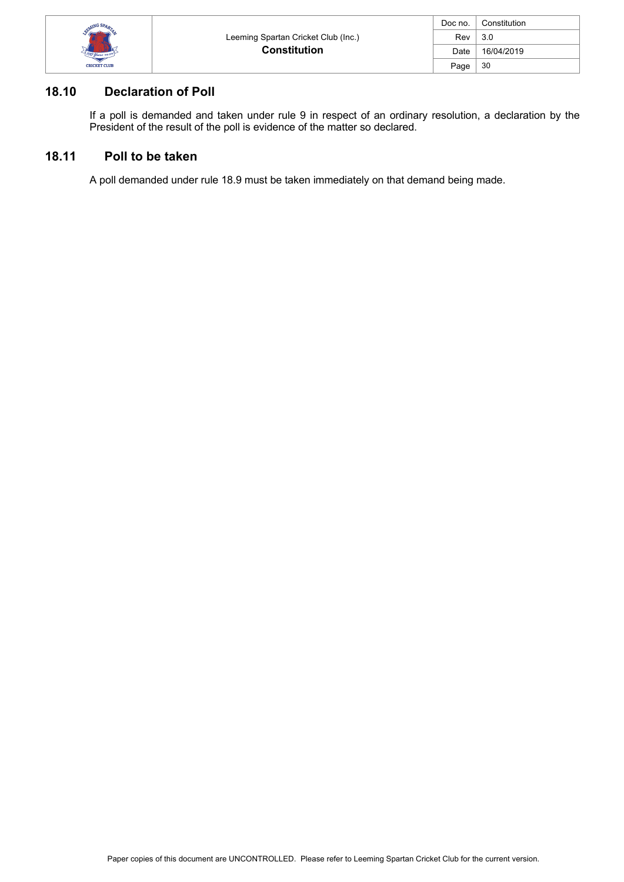## 18.10 Declaration of Poll

If a poll is demanded and taken under rule 9 in respect of an ordinary resolution, a declaration by the President of the result of the poll is evidence of the matter so declared.

## 18.11 Poll to be taken

A poll demanded under rule 18.9 must be taken immediately on that demand being made.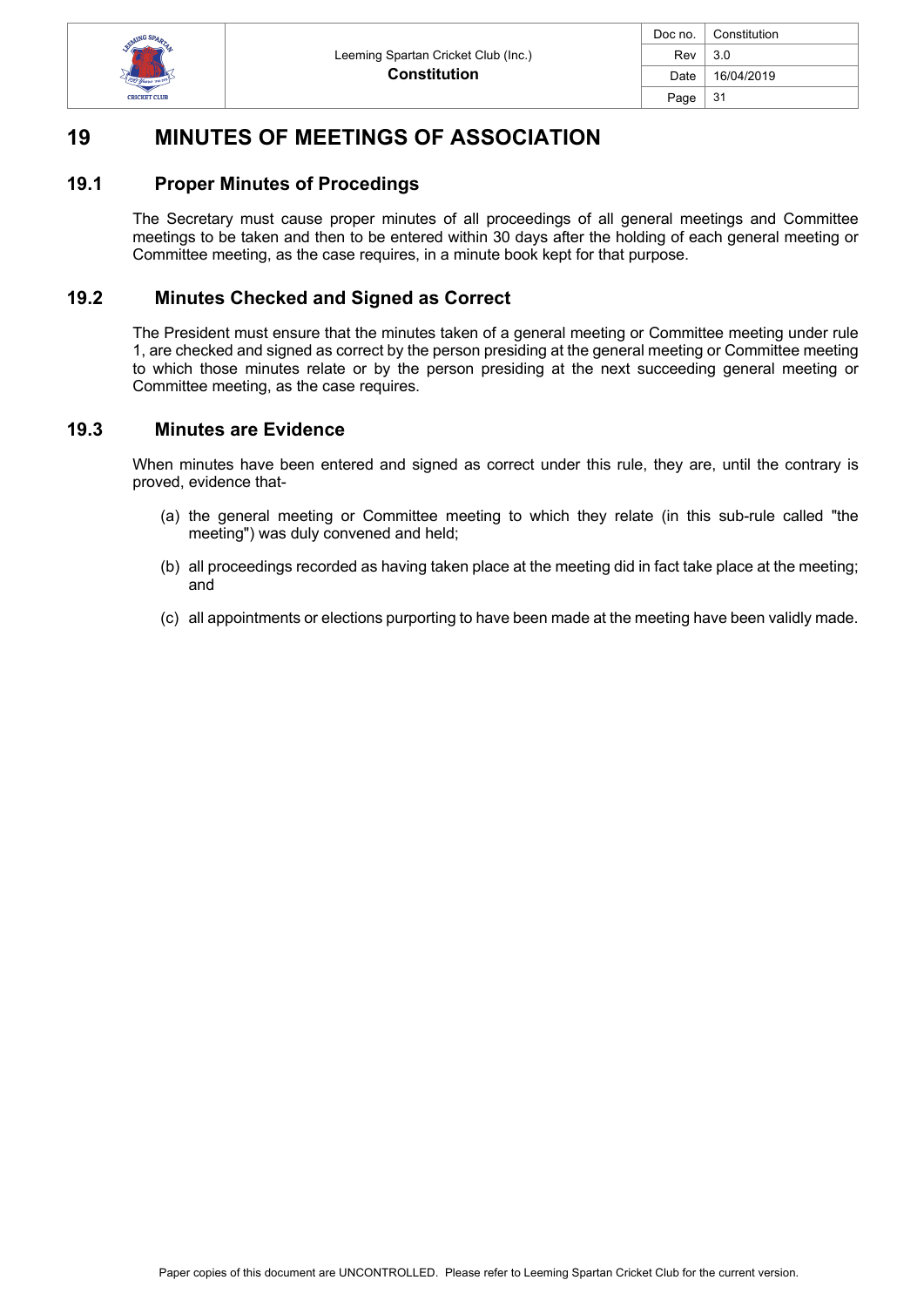# 19 MINUTES OF MEETINGS OF ASSOCIATION

## 19.1 Proper Minutes of Procedings

The Secretary must cause proper minutes of all proceedings of all general meetings and Committee meetings to be taken and then to be entered within 30 days after the holding of each general meeting or Committee meeting, as the case requires, in a minute book kept for that purpose.

## 19.2 Minutes Checked and Signed as Correct

The President must ensure that the minutes taken of a general meeting or Committee meeting under rule 1, are checked and signed as correct by the person presiding at the general meeting or Committee meeting to which those minutes relate or by the person presiding at the next succeeding general meeting or Committee meeting, as the case requires.

## 19.3 Minutes are Evidence

When minutes have been entered and signed as correct under this rule, they are, until the contrary is proved, evidence that-

(a) the general meeting or Committee meeting to which they relate (in this sub-rule called "the meeting") was duly convened and held;

(b) all proceedings recorded as having taken place at the meeting did in fact take place at the meeting; and

(c) all appointments or elections purporting to have been made at the meeting have been validly made.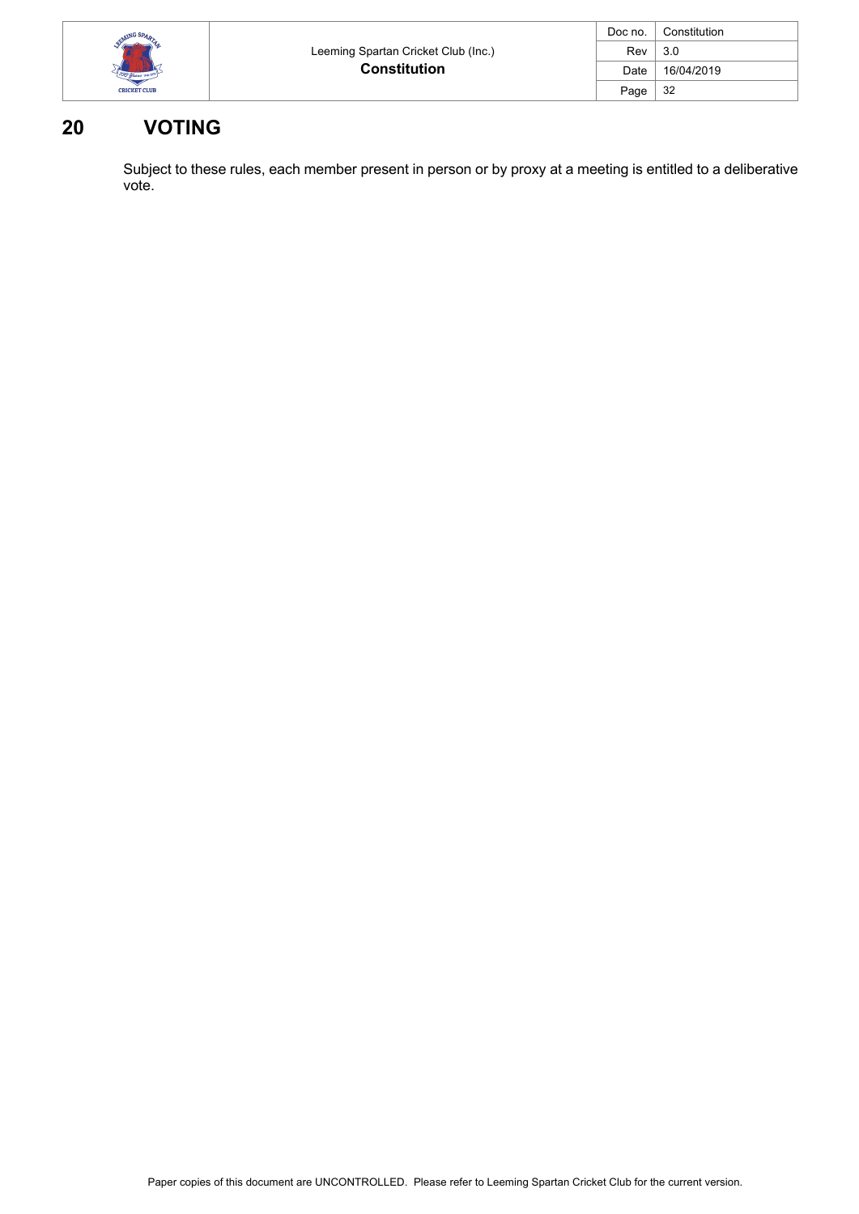# 20 VOTING

Subject to these rules, each member present in person or by proxy at a meeting is entitled to a deliberative vote.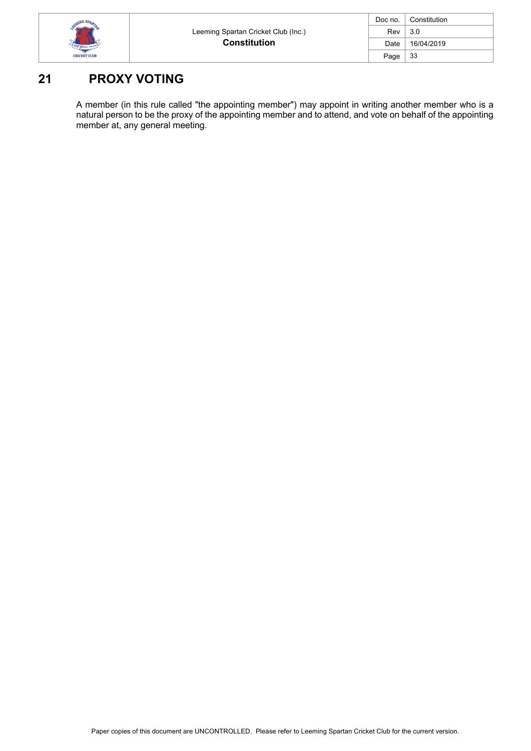# 21 PROXY VOTING

A member (in this rule called "the appointing member") may appoint in writing another member who is a natural person to be the proxy of the appointing member and to attend, and vote on behalf of the appointing member at, any general meeting.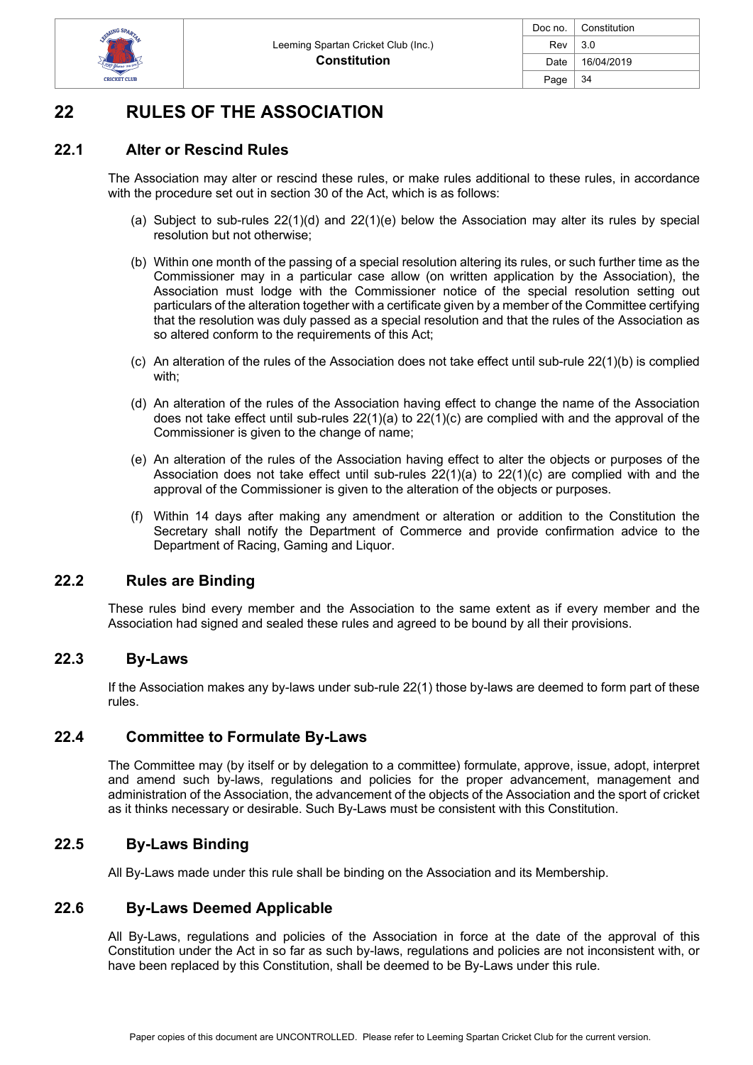# 22 RULES OF THE ASSOCIATION

## 22.1 Alter or Rescind Rules

The Association may alter or rescind these rules, or make rules additional to these rules, in accordance with the procedure set out in section 30 of the Act, which is as follows:

(a) Subject to sub-rules 22(1)(d) and 22(1)(e) below the Association may alter its rules by special resolution but not otherwise;

(b) Within one month of the passing of a special resolution altering its rules, or such further time as the Commissioner may in a particular case allow (on written application by the Association), the Association must lodge with the Commissioner notice of the special resolution setting out particulars of the alteration together with a certificate given by a member of the Committee certifying that the resolution was duly passed as a special resolution and that the rules of the Association as so altered conform to the requirements of this Act;

(c) An alteration of the rules of the Association does not take effect until sub-rule 22(1)(b) is complied with;

(d) An alteration of the rules of the Association having effect to change the name of the Association does not take effect until sub-rules 22(1)(a) to 22(1)(c) are complied with and the approval of the Commissioner is given to the change of name;

(e) An alteration of the rules of the Association having effect to alter the objects or purposes of the Association does not take effect until sub-rules 22(1)(a) to 22(1)(c) are complied with and the approval of the Commissioner is given to the alteration of the objects or purposes.

(f) Within 14 days after making any amendment or alteration or addition to the Constitution the Secretary shall notify the Department of Commerce and provide confirmation advice to the Department of Racing, Gaming and Liquor.

## 22.2 Rules are Binding

These rules bind every member and the Association to the same extent as if every member and the Association had signed and sealed these rules and agreed to be bound by all their provisions.

## 22.3 By-Laws

If the Association makes any by-laws under sub-rule 22(1) those by-laws are deemed to form part of these rules.

## 22.4 Committee to Formulate By-Laws

The Committee may (by itself or by delegation to a committee) formulate, approve, issue, adopt, interpret and amend such by-laws, regulations and policies for the proper advancement, management and administration of the Association, the advancement of the objects of the Association and the sport of cricket as it thinks necessary or desirable. Such By-Laws must be consistent with this Constitution.

## 22.5 By-Laws Binding

All By-Laws made under this rule shall be binding on the Association and its Membership.

## 22.6 By-Laws Deemed Applicable

All By-Laws, regulations and policies of the Association in force at the date of the approval of this Constitution under the Act in so far as such by-laws, regulations and policies are not inconsistent with, or have been replaced by this Constitution, shall be deemed to be By-Laws under this rule.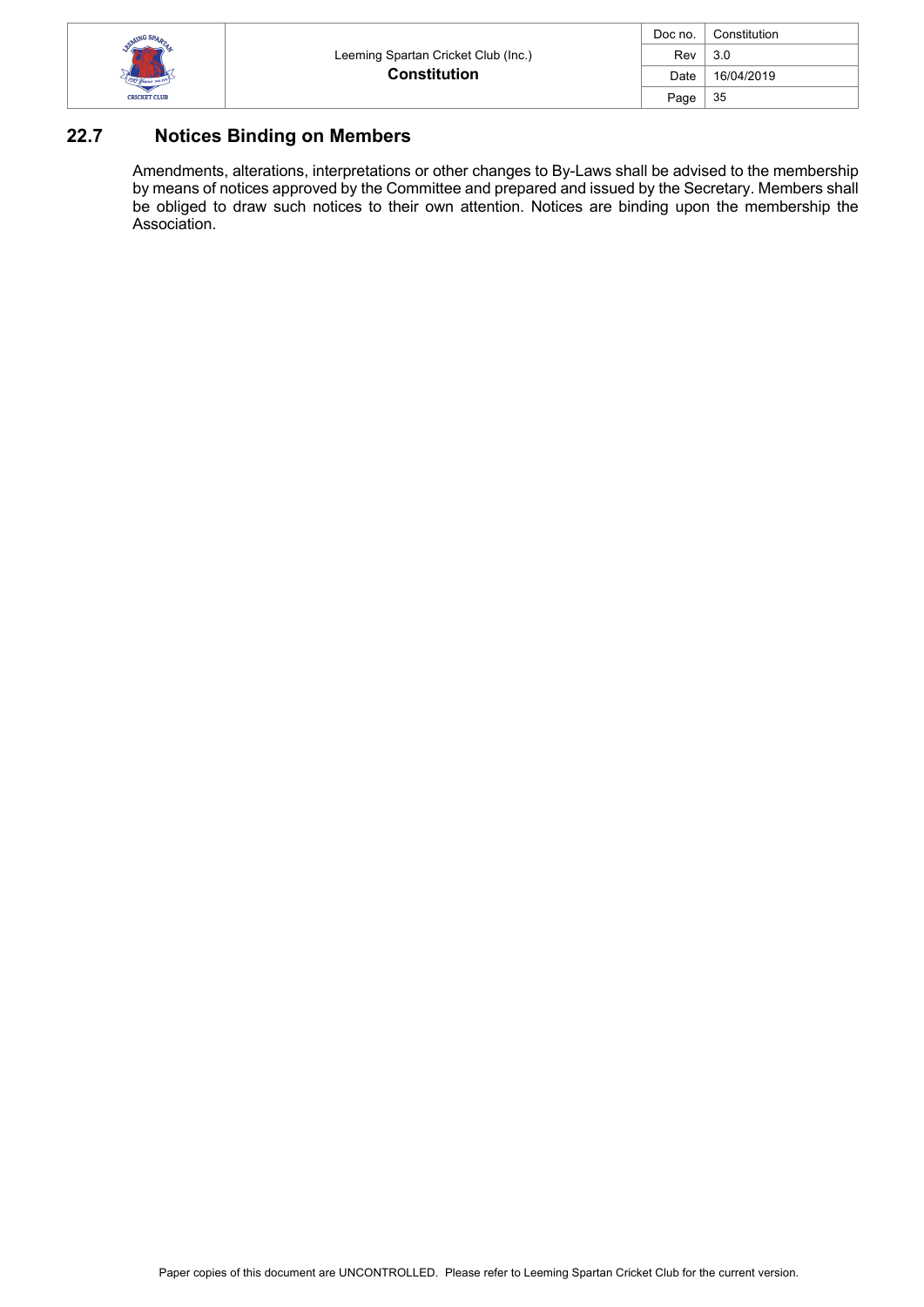## 22.7 Notices Binding on Members

Amendments, alterations, interpretations or other changes to By-Laws shall be advised to the membership by means of notices approved by the Committee and prepared and issued by the Secretary. Members shall be obliged to draw such notices to their own attention. Notices are binding upon the membership the Association.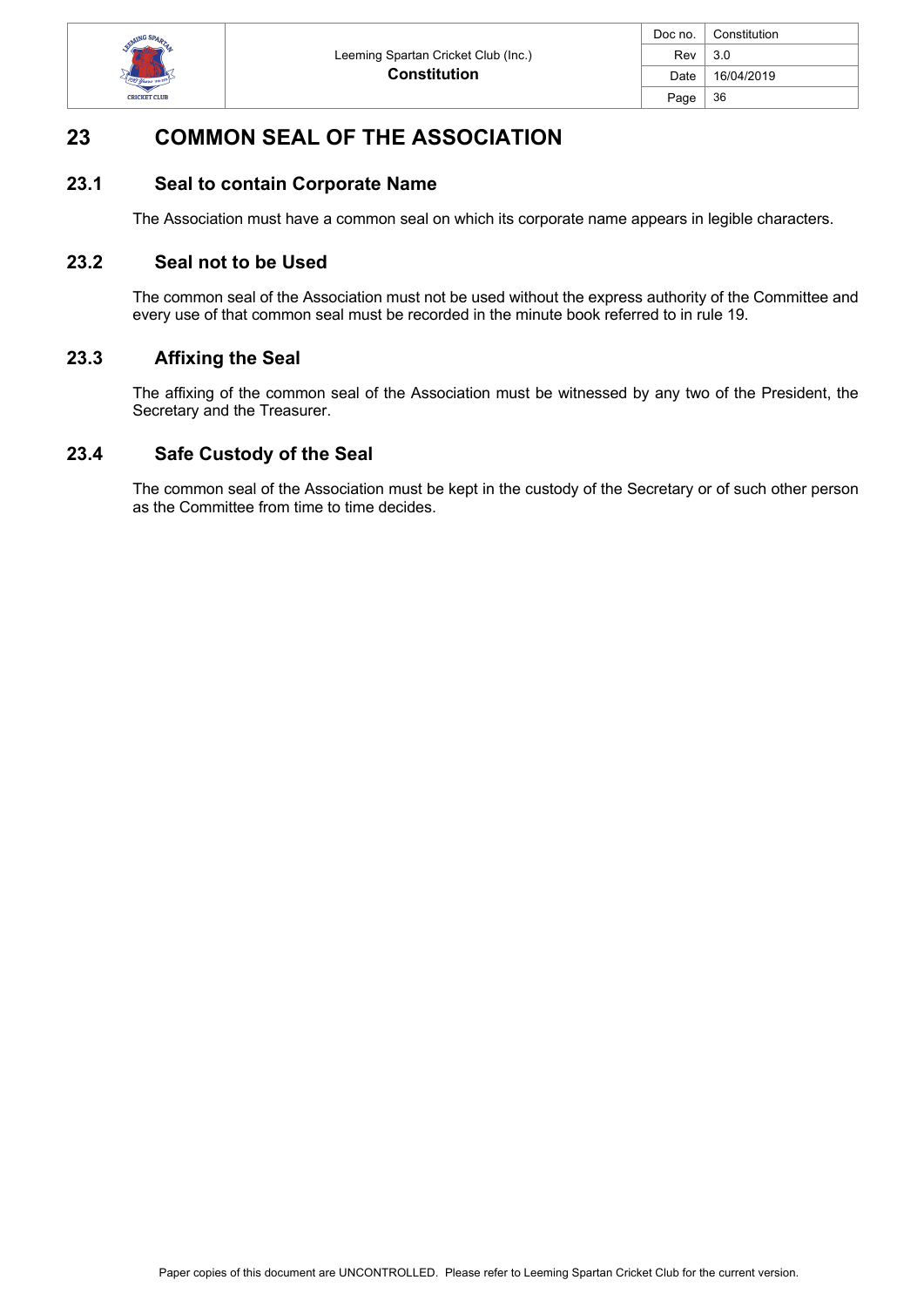# 23 COMMON SEAL OF THE ASSOCIATION

## 23.1 Seal to contain Corporate Name

The Association must have a common seal on which its corporate name appears in legible characters.

## 23.2 Seal not to be Used

The common seal of the Association must not be used without the express authority of the Committee and every use of that common seal must be recorded in the minute book referred to in rule 19.

## 23.3 Affixing the Seal

The affixing of the common seal of the Association must be witnessed by any two of the President, the Secretary and the Treasurer.

## 23.4 Safe Custody of the Seal

The common seal of the Association must be kept in the custody of the Secretary or of such other person as the Committee from time to time decides.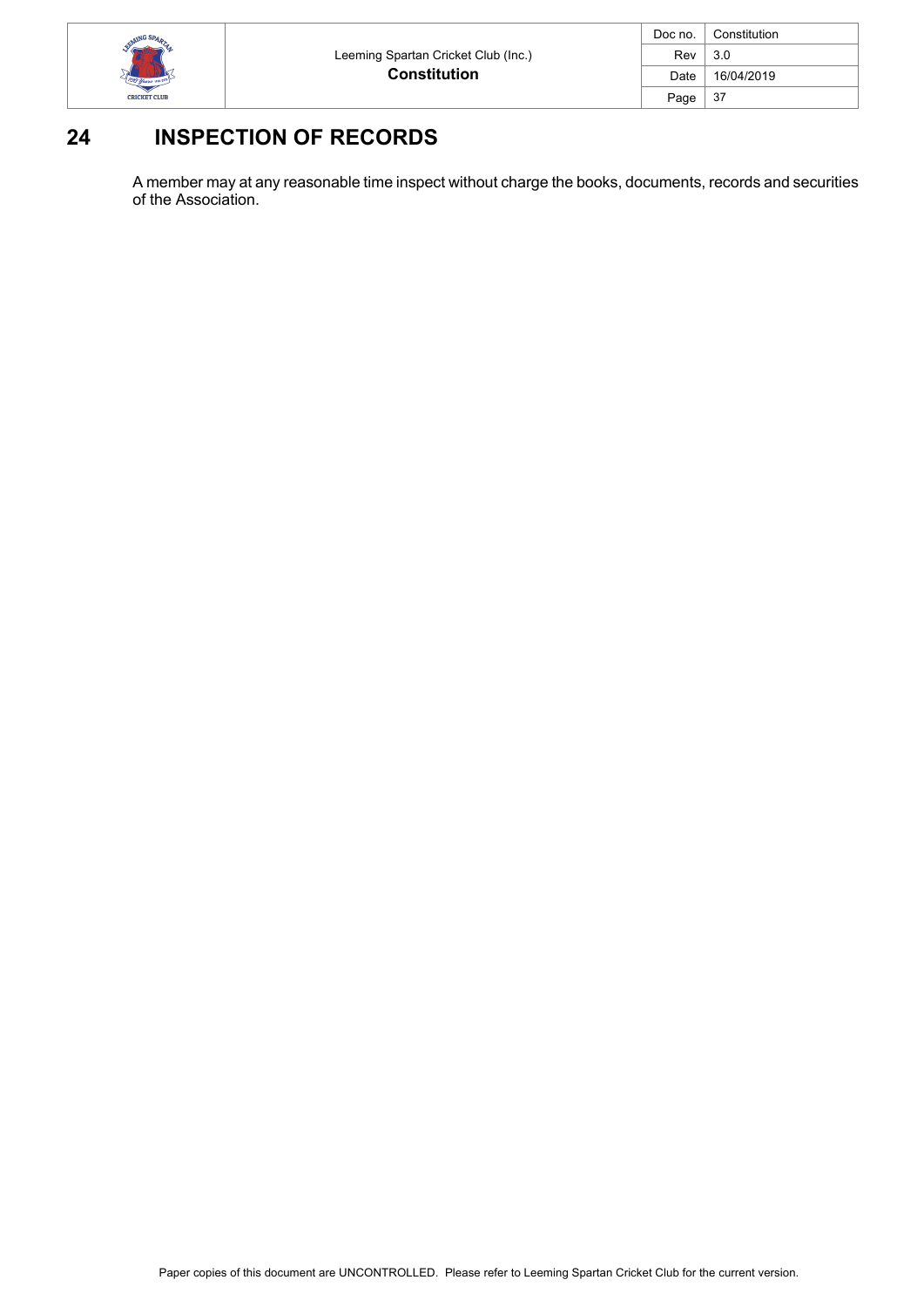# 24 INSPECTION OF RECORDS

A member may at any reasonable time inspect without charge the books, documents, records and securities of the Association.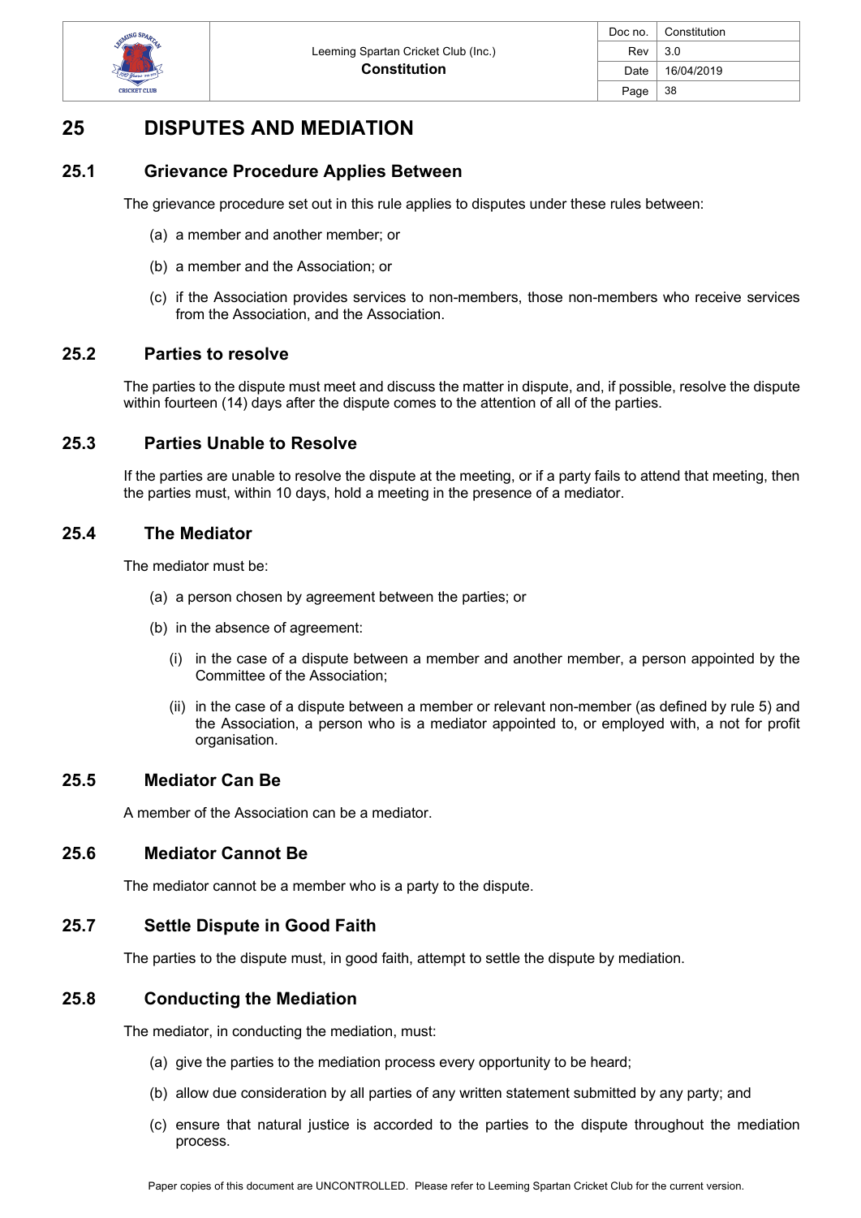# 25 DISPUTES AND MEDIATION

## 25.1 Grievance Procedure Applies Between

The grievance procedure set out in this rule applies to disputes under these rules between:

(a) a member and another member; or

(b) a member and the Association; or

(c) if the Association provides services to non-members, those non-members who receive services from the Association, and the Association.

## 25.2 Parties to resolve

The parties to the dispute must meet and discuss the matter in dispute, and, if possible, resolve the dispute within fourteen (14) days after the dispute comes to the attention of all of the parties.

## 25.3 Parties Unable to Resolve

If the parties are unable to resolve the dispute at the meeting, or if a party fails to attend that meeting, then the parties must, within 10 days, hold a meeting in the presence of a mediator.

## 25.4 The Mediator

The mediator must be:

(a) a person chosen by agreement between the parties; or

(b) in the absence of agreement:

(i) in the case of a dispute between a member and another member, a person appointed by the Committee of the Association;

(ii) in the case of a dispute between a member or relevant non-member (as defined by rule 5) and the Association, a person who is a mediator appointed to, or employed with, a not for profit organisation.

## 25.5 Mediator Can Be

A member of the Association can be a mediator.

## 25.6 Mediator Cannot Be

The mediator cannot be a member who is a party to the dispute.

## 25.7 Settle Dispute in Good Faith

The parties to the dispute must, in good faith, attempt to settle the dispute by mediation.

## 25.8 Conducting the Mediation

The mediator, in conducting the mediation, must:

(a) give the parties to the mediation process every opportunity to be heard;

(b) allow due consideration by all parties of any written statement submitted by any party; and

(c) ensure that natural justice is accorded to the parties to the dispute throughout the mediation process.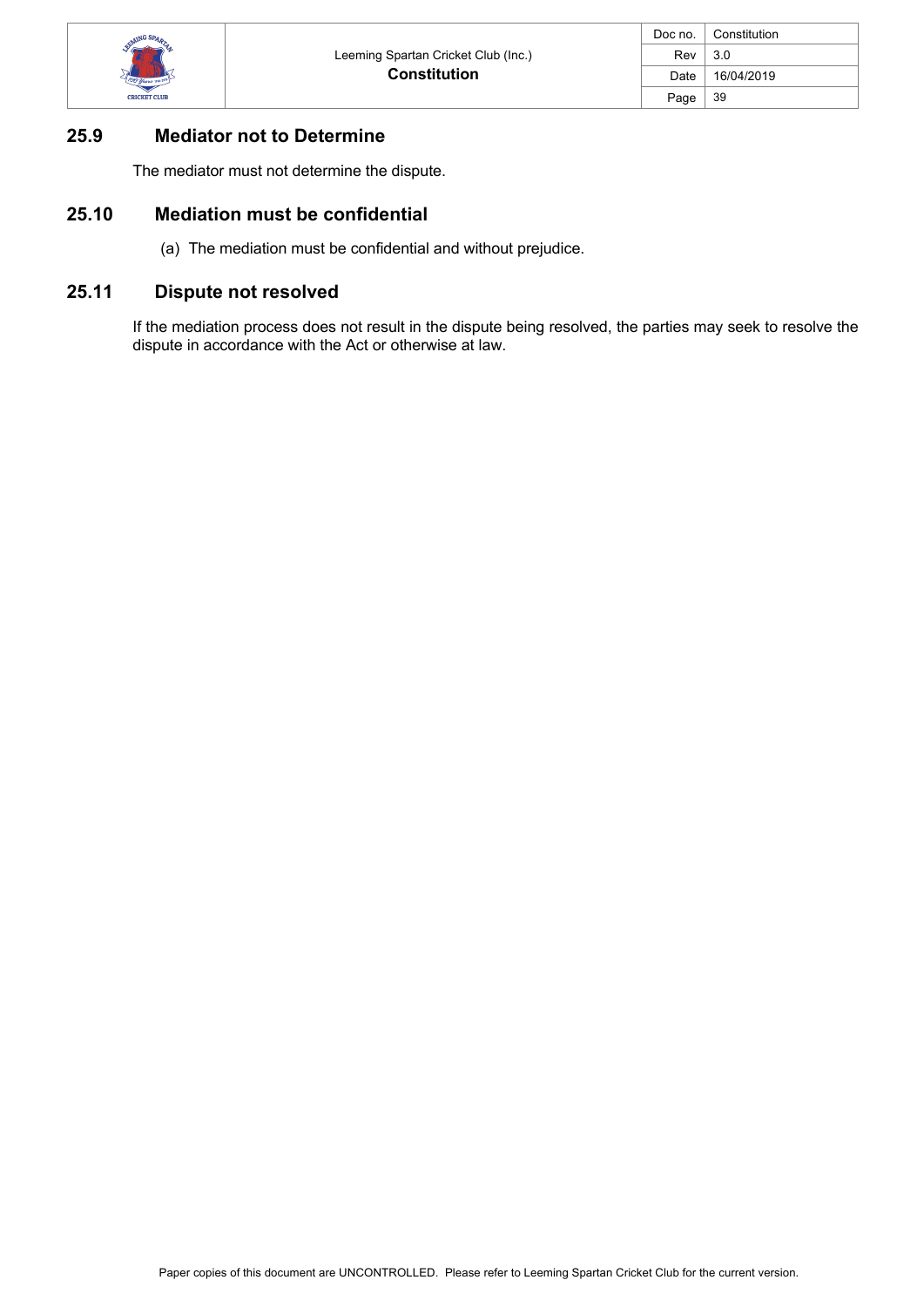## 25.9 Mediator not to Determine

The mediator must not determine the dispute.

## 25.10 Mediation must be confidential

(a) The mediation must be confidential and without prejudice.

## 25.11 Dispute not resolved

If the mediation process does not result in the dispute being resolved, the parties may seek to resolve the dispute in accordance with the Act or otherwise at law.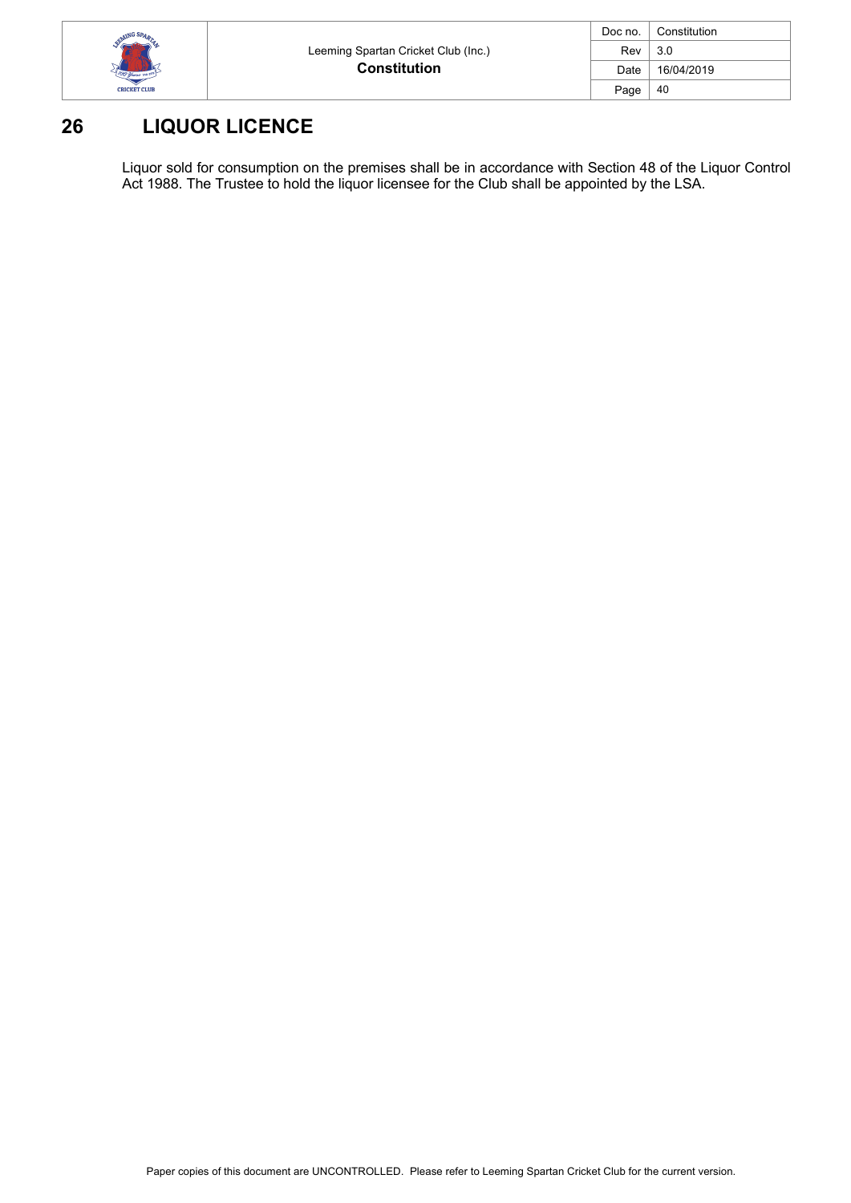# 26 LIQUOR LICENCE

Liquor sold for consumption on the premises shall be in accordance with Section 48 of the Liquor Control Act 1988. The Trustee to hold the liquor licensee for the Club shall be appointed by the LSA.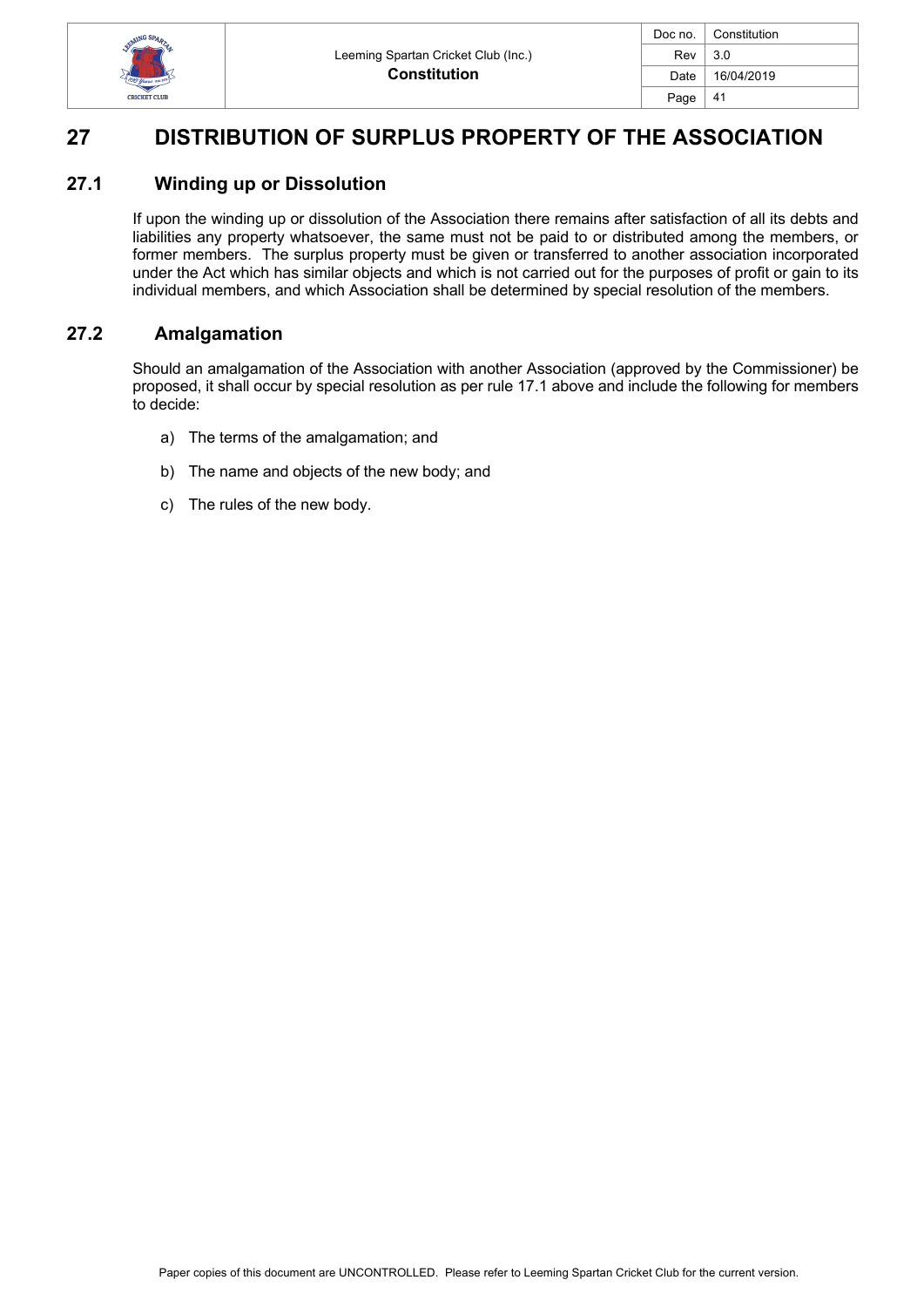# 27 DISTRIBUTION OF SURPLUS PROPERTY OF THE ASSOCIATION

## 27.1 Winding up or Dissolution

If upon the winding up or dissolution of the Association there remains after satisfaction of all its debts and liabilities any property whatsoever, the same must not be paid to or distributed among the members, or former members. The surplus property must be given or transferred to another association incorporated under the Act which has similar objects and which is not carried out for the purposes of profit or gain to its individual members, and which Association shall be determined by special resolution of the members.

## 27.2 Amalgamation

Should an amalgamation of the Association with another Association (approved by the Commissioner) be proposed, it shall occur by special resolution as per rule 17.1 above and include the following for members to decide:

a) The terms of the amalgamation; and

b) The name and objects of the new body; and

c) The rules of the new body.